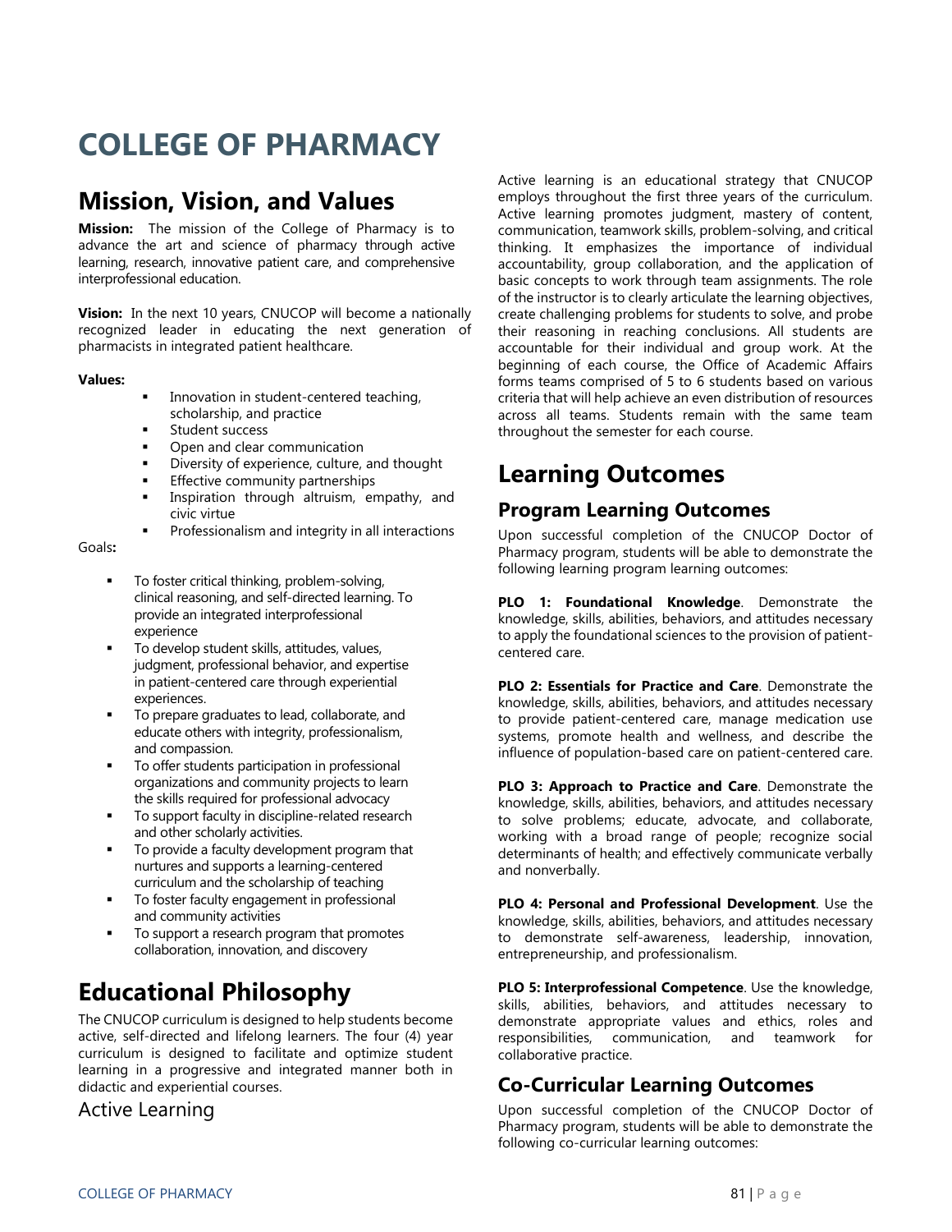# COLLEGE OF PHARMACY

## Mission, Vision, and Values

**Mission:** The mission of the College of Pharmacy is to advance the art and science of pharmacy through active learning, research, innovative patient care, and comprehensive interprofessional education.

**Vision:** In the next 10 years, CNUCOP will become a nationally recognized leader in educating the next generation of pharmacists in integrated patient healthcare.

**Values:**

- Innovation in student-centered teaching, scholarship, and practice
- Student success
- Open and clear communication
- Diversity of experience, culture, and thought
- Effective community partnerships
- Inspiration through altruism, empathy, and civic virtue
- Professionalism and integrity in all interactions

Goals**:**

- To foster critical thinking, problem-solving, clinical reasoning, and self-directed learning. To provide an integrated interprofessional experience
- To develop student skills, attitudes, values, judgment, professional behavior, and expertise in patient-centered care through experiential experiences.
- To prepare graduates to lead, collaborate, and educate others with integrity, professionalism, and compassion.
- To offer students participation in professional organizations and community projects to learn the skills required for professional advocacy
- To support faculty in discipline-related research and other scholarly activities.
- To provide a faculty development program that nurtures and supports a learning-centered curriculum and the scholarship of teaching
- To foster faculty engagement in professional and community activities
- To support a research program that promotes collaboration, innovation, and discovery

## Educational Philosophy

The CNUCOP curriculum is designed to help students become active, self-directed and lifelong learners. The four (4) year curriculum is designed to facilitate and optimize student learning in a progressive and integrated manner both in didactic and experiential courses.

### Active Learning

Active learning is an educational strategy that CNUCOP employs throughout the first three years of the curriculum. Active learning promotes judgment, mastery of content, communication, teamwork skills, problem-solving, and critical thinking. It emphasizes the importance of individual accountability, group collaboration, and the application of basic concepts to work through team assignments. The role of the instructor is to clearly articulate the learning objectives, create challenging problems for students to solve, and probe their reasoning in reaching conclusions. All students are accountable for their individual and group work. At the beginning of each course, the Office of Academic Affairs forms teams comprised of 5 to 6 students based on various criteria that will help achieve an even distribution of resources across all teams. Students remain with the same team throughout the semester for each course.

## Learning Outcomes

### Program Learning Outcomes

Upon successful completion of the CNUCOP Doctor of Pharmacy program, students will be able to demonstrate the following learning program learning outcomes:

**PLO 1: Foundational Knowledge**. Demonstrate the knowledge, skills, abilities, behaviors, and attitudes necessary to apply the foundational sciences to the provision of patient-centered care.

**PLO 2: Essentials for Practice and Care**. Demonstrate the knowledge, skills, abilities, behaviors, and attitudes necessary to provide patient-centered care, manage medication use systems, promote health and wellness, and describe the influence of population-based care on patient-centered care.

**PLO 3: Approach to Practice and Care**. Demonstrate the knowledge, skills, abilities, behaviors, and attitudes necessary to solve problems; educate, advocate, and collaborate, working with a broad range of people; recognize social determinants of health; and effectively communicate verbally and nonverbally.

**PLO 4: Personal and Professional Development**. Use the knowledge, skills, abilities, behaviors, and attitudes necessary to demonstrate self-awareness, leadership, innovation, entrepreneurship, and professionalism.

**PLO 5: Interprofessional Competence**. Use the knowledge, skills, abilities, behaviors, and attitudes necessary to demonstrate appropriate values and ethics, roles and responsibilities, communication, and teamwork for collaborative practice.

### Co-Curricular Learning Outcomes

Upon successful completion of the CNUCOP Doctor of Pharmacy program, students will be able to demonstrate the following co-curricular learning outcomes: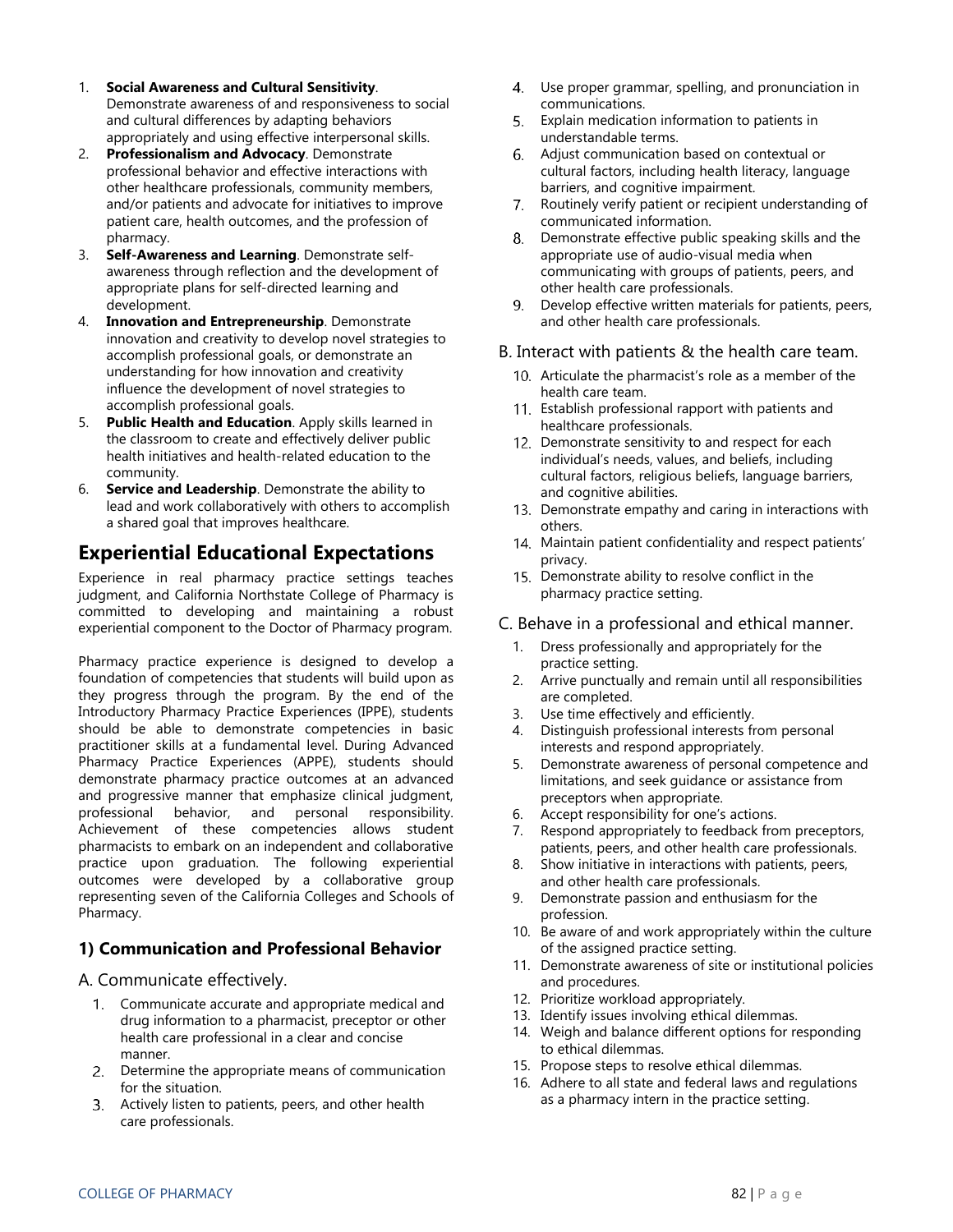1. **Social Awareness and Cultural Sensitivity**. Demonstrate awareness of and responsiveness to social and cultural differences by adapting behaviors appropriately and using effective interpersonal skills.
2. **Professionalism and Advocacy**. Demonstrate professional behavior and effective interactions with other healthcare professionals, community members, and/or patients and advocate for initiatives to improve patient care, health outcomes, and the profession of pharmacy.
3. **Self-Awareness and Learning**. Demonstrate self-awareness through reflection and the development of appropriate plans for self-directed learning and development.
4. **Innovation and Entrepreneurship**. Demonstrate innovation and creativity to develop novel strategies to accomplish professional goals, or demonstrate an understanding for how innovation and creativity influence the development of novel strategies to accomplish professional goals.
5. **Public Health and Education**. Apply skills learned in the classroom to create and effectively deliver public health initiatives and health-related education to the community.
6. **Service and Leadership**. Demonstrate the ability to lead and work collaboratively with others to accomplish a shared goal that improves healthcare.

## Experiential Educational Expectations

Experience in real pharmacy practice settings teaches judgment, and California Northstate College of Pharmacy is committed to developing and maintaining a robust experiential component to the Doctor of Pharmacy program.

Pharmacy practice experience is designed to develop a foundation of competencies that students will build upon as they progress through the program. By the end of the Introductory Pharmacy Practice Experiences (IPPE), students should be able to demonstrate competencies in basic practitioner skills at a fundamental level. During Advanced Pharmacy Practice Experiences (APPE), students should demonstrate pharmacy practice outcomes at an advanced and progressive manner that emphasize clinical judgment, professional behavior, and personal responsibility. Achievement of these competencies allows student pharmacists to embark on an independent and collaborative practice upon graduation. The following experiential outcomes were developed by a collaborative group representing seven of the California Colleges and Schools of Pharmacy.

### 1) Communication and Professional Behavior

A. Communicate effectively.

1. Communicate accurate and appropriate medical and drug information to a pharmacist, preceptor or other health care professional in a clear and concise manner.
2. Determine the appropriate means of communication for the situation.
3. Actively listen to patients, peers, and other health care professionals.
4. Use proper grammar, spelling, and pronunciation in communications.
5. Explain medication information to patients in understandable terms.
6. Adjust communication based on contextual or cultural factors, including health literacy, language barriers, and cognitive impairment.
7. Routinely verify patient or recipient understanding of communicated information.
8. Demonstrate effective public speaking skills and the appropriate use of audio-visual media when communicating with groups of patients, peers, and other health care professionals.
9. Develop effective written materials for patients, peers, and other health care professionals.

B. Interact with patients & the health care team.

10. Articulate the pharmacist's role as a member of the health care team.
11. Establish professional rapport with patients and healthcare professionals.
12. Demonstrate sensitivity to and respect for each individual's needs, values, and beliefs, including cultural factors, religious beliefs, language barriers, and cognitive abilities.
13. Demonstrate empathy and caring in interactions with others.
14. Maintain patient confidentiality and respect patients' privacy.
15. Demonstrate ability to resolve conflict in the pharmacy practice setting.

C. Behave in a professional and ethical manner.

1. Dress professionally and appropriately for the practice setting.
2. Arrive punctually and remain until all responsibilities are completed.
3. Use time effectively and efficiently.
4. Distinguish professional interests from personal interests and respond appropriately.
5. Demonstrate awareness of personal competence and limitations, and seek guidance or assistance from preceptors when appropriate.
6. Accept responsibility for one's actions.
7. Respond appropriately to feedback from preceptors, patients, peers, and other health care professionals.
8. Show initiative in interactions with patients, peers, and other health care professionals.
9. Demonstrate passion and enthusiasm for the profession.
10. Be aware of and work appropriately within the culture of the assigned practice setting.
11. Demonstrate awareness of site or institutional policies and procedures.
12. Prioritize workload appropriately.
13. Identify issues involving ethical dilemmas.
14. Weigh and balance different options for responding to ethical dilemmas.
15. Propose steps to resolve ethical dilemmas.
16. Adhere to all state and federal laws and regulations as a pharmacy intern in the practice setting.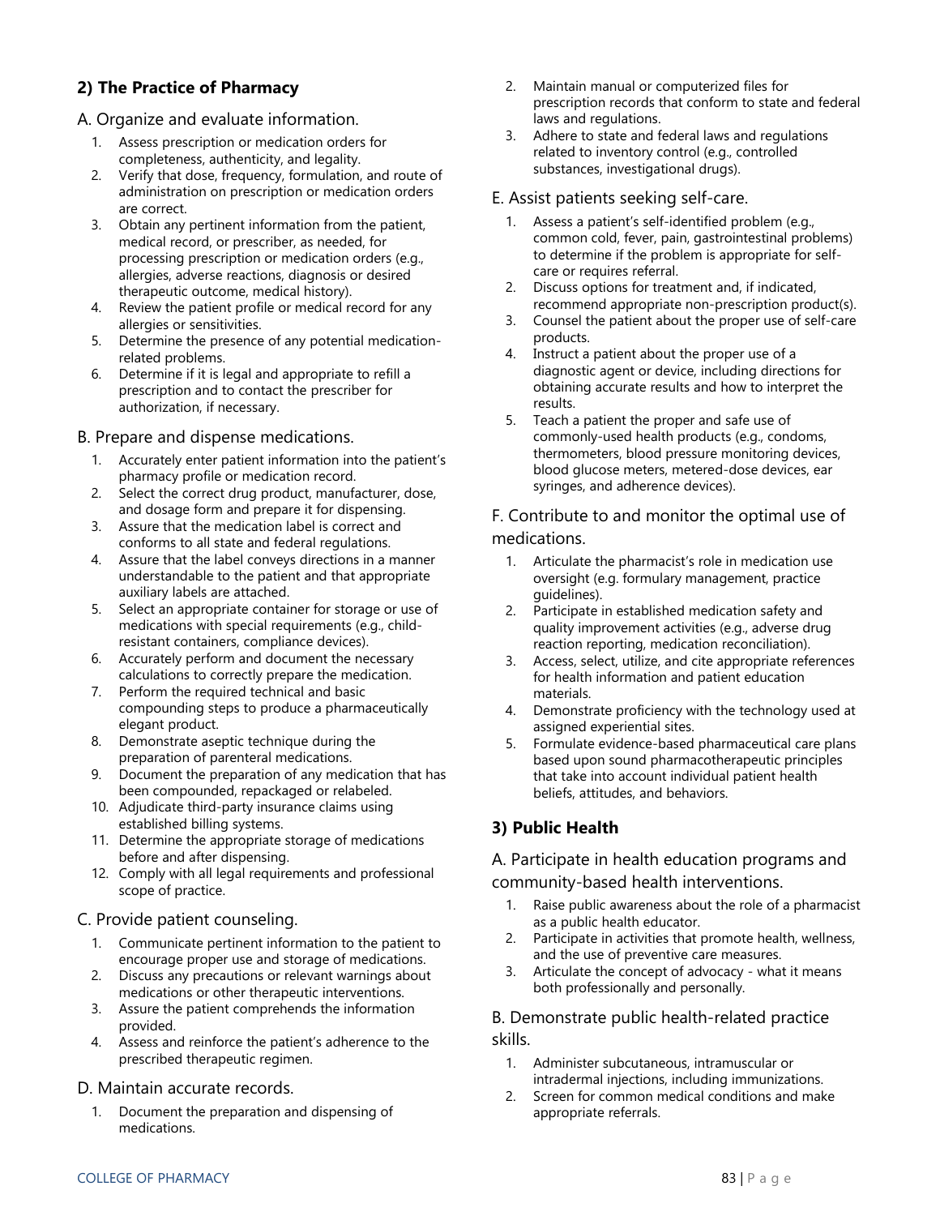## 2) The Practice of Pharmacy

### A. Organize and evaluate information.

1. Assess prescription or medication orders for completeness, authenticity, and legality.
2. Verify that dose, frequency, formulation, and route of administration on prescription or medication orders are correct.
3. Obtain any pertinent information from the patient, medical record, or prescriber, as needed, for processing prescription or medication orders (e.g., allergies, adverse reactions, diagnosis or desired therapeutic outcome, medical history).
4. Review the patient profile or medical record for any allergies or sensitivities.
5. Determine the presence of any potential medication-related problems.
6. Determine if it is legal and appropriate to refill a prescription and to contact the prescriber for authorization, if necessary.

### B. Prepare and dispense medications.

1. Accurately enter patient information into the patient's pharmacy profile or medication record.
2. Select the correct drug product, manufacturer, dose, and dosage form and prepare it for dispensing.
3. Assure that the medication label is correct and conforms to all state and federal regulations.
4. Assure that the label conveys directions in a manner understandable to the patient and that appropriate auxiliary labels are attached.
5. Select an appropriate container for storage or use of medications with special requirements (e.g., child-resistant containers, compliance devices).
6. Accurately perform and document the necessary calculations to correctly prepare the medication.
7. Perform the required technical and basic compounding steps to produce a pharmaceutically elegant product.
8. Demonstrate aseptic technique during the preparation of parenteral medications.
9. Document the preparation of any medication that has been compounded, repackaged or relabeled.
10. Adjudicate third-party insurance claims using established billing systems.
11. Determine the appropriate storage of medications before and after dispensing.
12. Comply with all legal requirements and professional scope of practice.

### C. Provide patient counseling.

1. Communicate pertinent information to the patient to encourage proper use and storage of medications.
2. Discuss any precautions or relevant warnings about medications or other therapeutic interventions.
3. Assure the patient comprehends the information provided.
4. Assess and reinforce the patient's adherence to the prescribed therapeutic regimen.

### D. Maintain accurate records.

1. Document the preparation and dispensing of medications.
2. Maintain manual or computerized files for prescription records that conform to state and federal laws and regulations.
3. Adhere to state and federal laws and regulations related to inventory control (e.g., controlled substances, investigational drugs).

### E. Assist patients seeking self-care.

1. Assess a patient's self-identified problem (e.g., common cold, fever, pain, gastrointestinal problems) to determine if the problem is appropriate for self-care or requires referral.
2. Discuss options for treatment and, if indicated, recommend appropriate non-prescription product(s).
3. Counsel the patient about the proper use of self-care products.
4. Instruct a patient about the proper use of a diagnostic agent or device, including directions for obtaining accurate results and how to interpret the results.
5. Teach a patient the proper and safe use of commonly-used health products (e.g., condoms, thermometers, blood pressure monitoring devices, blood glucose meters, metered-dose devices, ear syringes, and adherence devices).

### F. Contribute to and monitor the optimal use of medications.

1. Articulate the pharmacist's role in medication use oversight (e.g. formulary management, practice guidelines).
2. Participate in established medication safety and quality improvement activities (e.g., adverse drug reaction reporting, medication reconciliation).
3. Access, select, utilize, and cite appropriate references for health information and patient education materials.
4. Demonstrate proficiency with the technology used at assigned experiential sites.
5. Formulate evidence-based pharmaceutical care plans based upon sound pharmacotherapeutic principles that take into account individual patient health beliefs, attitudes, and behaviors.

## 3) Public Health

### A. Participate in health education programs and community-based health interventions.

1. Raise public awareness about the role of a pharmacist as a public health educator.
2. Participate in activities that promote health, wellness, and the use of preventive care measures.
3. Articulate the concept of advocacy - what it means both professionally and personally.

### B. Demonstrate public health-related practice skills.

1. Administer subcutaneous, intramuscular or intradermal injections, including immunizations.
2. Screen for common medical conditions and make appropriate referrals.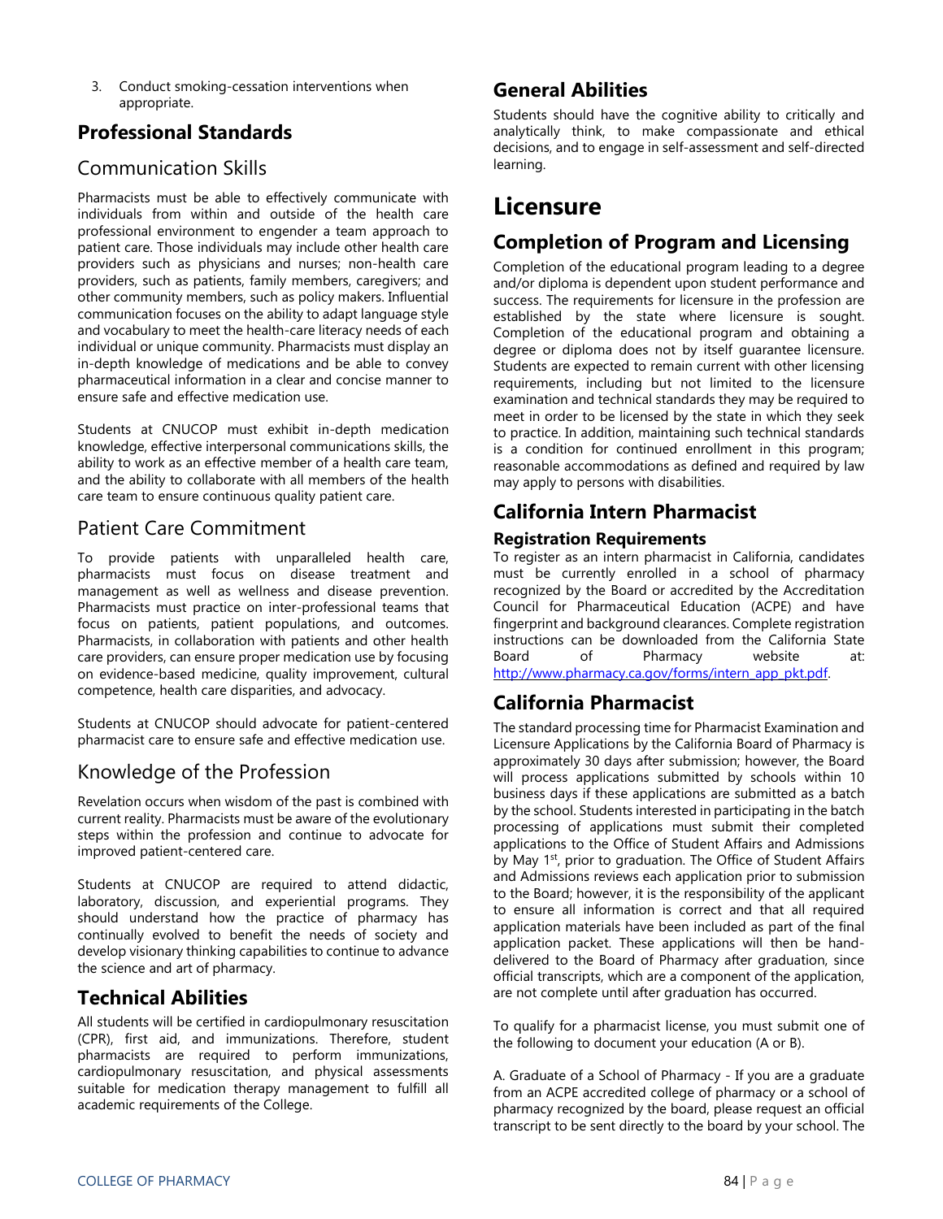3. Conduct smoking-cessation interventions when appropriate.

## Professional Standards

### Communication Skills

Pharmacists must be able to effectively communicate with individuals from within and outside of the health care professional environment to engender a team approach to patient care. Those individuals may include other health care providers such as physicians and nurses; non-health care providers, such as patients, family members, caregivers; and other community members, such as policy makers. Influential communication focuses on the ability to adapt language style and vocabulary to meet the health-care literacy needs of each individual or unique community. Pharmacists must display an in-depth knowledge of medications and be able to convey pharmaceutical information in a clear and concise manner to ensure safe and effective medication use.

Students at CNUCOP must exhibit in-depth medication knowledge, effective interpersonal communications skills, the ability to work as an effective member of a health care team, and the ability to collaborate with all members of the health care team to ensure continuous quality patient care.

### Patient Care Commitment

To provide patients with unparalleled health care, pharmacists must focus on disease treatment and management as well as wellness and disease prevention. Pharmacists must practice on inter-professional teams that focus on patients, patient populations, and outcomes. Pharmacists, in collaboration with patients and other health care providers, can ensure proper medication use by focusing on evidence-based medicine, quality improvement, cultural competence, health care disparities, and advocacy.

Students at CNUCOP should advocate for patient-centered pharmacist care to ensure safe and effective medication use.

### Knowledge of the Profession

Revelation occurs when wisdom of the past is combined with current reality. Pharmacists must be aware of the evolutionary steps within the profession and continue to advocate for improved patient-centered care.

Students at CNUCOP are required to attend didactic, laboratory, discussion, and experiential programs. They should understand how the practice of pharmacy has continually evolved to benefit the needs of society and develop visionary thinking capabilities to continue to advance the science and art of pharmacy.

## Technical Abilities

All students will be certified in cardiopulmonary resuscitation (CPR), first aid, and immunizations. Therefore, student pharmacists are required to perform immunizations, cardiopulmonary resuscitation, and physical assessments suitable for medication therapy management to fulfill all academic requirements of the College.

## General Abilities

Students should have the cognitive ability to critically and analytically think, to make compassionate and ethical decisions, and to engage in self-assessment and self-directed learning.

# Licensure

## Completion of Program and Licensing

Completion of the educational program leading to a degree and/or diploma is dependent upon student performance and success. The requirements for licensure in the profession are established by the state where licensure is sought. Completion of the educational program and obtaining a degree or diploma does not by itself guarantee licensure. Students are expected to remain current with other licensing requirements, including but not limited to the licensure examination and technical standards they may be required to meet in order to be licensed by the state in which they seek to practice. In addition, maintaining such technical standards is a condition for continued enrollment in this program; reasonable accommodations as defined and required by law may apply to persons with disabilities.

## California Intern Pharmacist

### Registration Requirements

To register as an intern pharmacist in California, candidates must be currently enrolled in a school of pharmacy recognized by the Board or accredited by the Accreditation Council for Pharmaceutical Education (ACPE) and have fingerprint and background clearances. Complete registration instructions can be downloaded from the California State Board of Pharmacy website at: [http://www.pharmacy.ca.gov/forms/intern_app_pkt.pdf](http://www.pharmacy.ca.gov/forms/intern_app_pkt.pdf).

## California Pharmacist

The standard processing time for Pharmacist Examination and Licensure Applications by the California Board of Pharmacy is approximately 30 days after submission; however, the Board will process applications submitted by schools within 10 business days if these applications are submitted as a batch by the school. Students interested in participating in the batch processing of applications must submit their completed applications to the Office of Student Affairs and Admissions by May 1st, prior to graduation. The Office of Student Affairs and Admissions reviews each application prior to submission to the Board; however, it is the responsibility of the applicant to ensure all information is correct and that all required application materials have been included as part of the final application packet. These applications will then be hand-delivered to the Board of Pharmacy after graduation, since official transcripts, which are a component of the application, are not complete until after graduation has occurred.

To qualify for a pharmacist license, you must submit one of the following to document your education (A or B).

A. Graduate of a School of Pharmacy - If you are a graduate from an ACPE accredited college of pharmacy or a school of pharmacy recognized by the board, please request an official transcript to be sent directly to the board by your school. The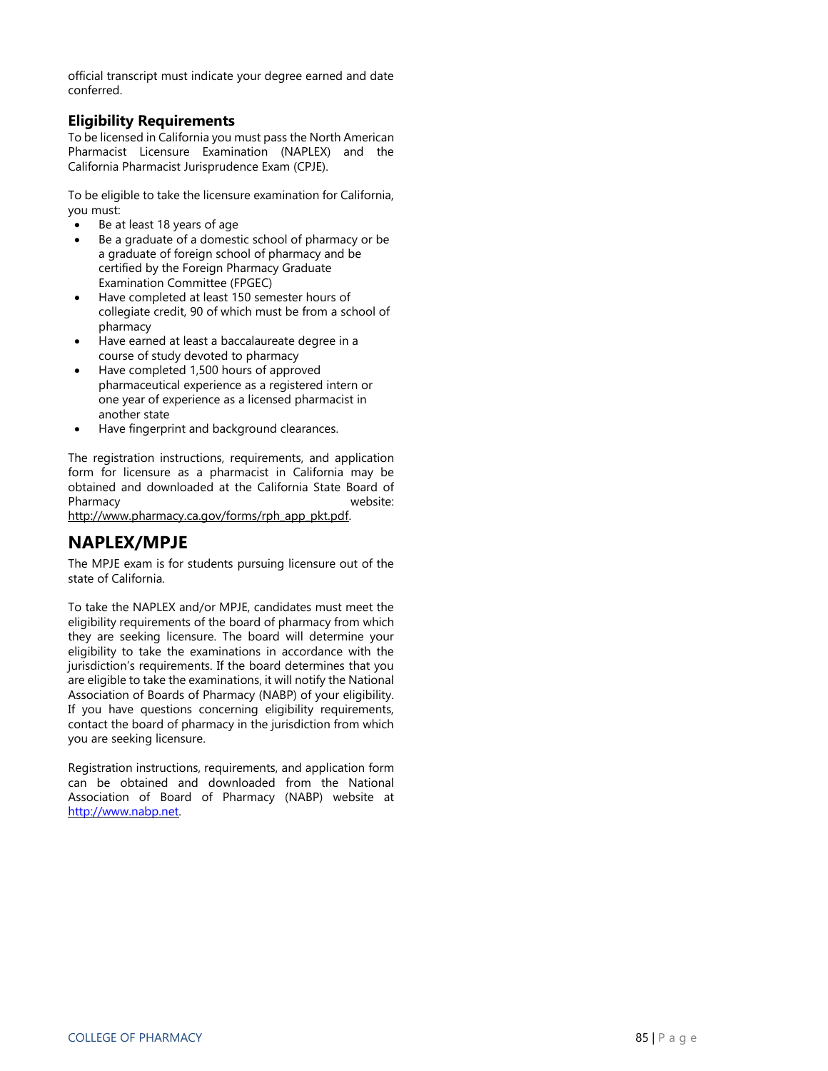official transcript must indicate your degree earned and date conferred.

### Eligibility Requirements

To be licensed in California you must pass the North American Pharmacist Licensure Examination (NAPLEX) and the California Pharmacist Jurisprudence Exam (CPJE).

To be eligible to take the licensure examination for California, you must:

- Be at least 18 years of age
- Be a graduate of a domestic school of pharmacy or be a graduate of foreign school of pharmacy and be certified by the Foreign Pharmacy Graduate Examination Committee (FPGEC)
- Have completed at least 150 semester hours of collegiate credit, 90 of which must be from a school of pharmacy
- Have earned at least a baccalaureate degree in a course of study devoted to pharmacy
- Have completed 1,500 hours of approved pharmaceutical experience as a registered intern or one year of experience as a licensed pharmacist in another state
- Have fingerprint and background clearances.

The registration instructions, requirements, and application form for licensure as a pharmacist in California may be obtained and downloaded at the California State Board of Pharmacy website: http://www.pharmacy.ca.gov/forms/rph_app_pkt.pdf.

## NAPLEX/MPJE

The MPJE exam is for students pursuing licensure out of the state of California.

To take the NAPLEX and/or MPJE, candidates must meet the eligibility requirements of the board of pharmacy from which they are seeking licensure. The board will determine your eligibility to take the examinations in accordance with the jurisdiction's requirements. If the board determines that you are eligible to take the examinations, it will notify the National Association of Boards of Pharmacy (NABP) of your eligibility. If you have questions concerning eligibility requirements, contact the board of pharmacy in the jurisdiction from which you are seeking licensure.

Registration instructions, requirements, and application form can be obtained and downloaded from the National Association of Board of Pharmacy (NABP) website at http://www.nabp.net.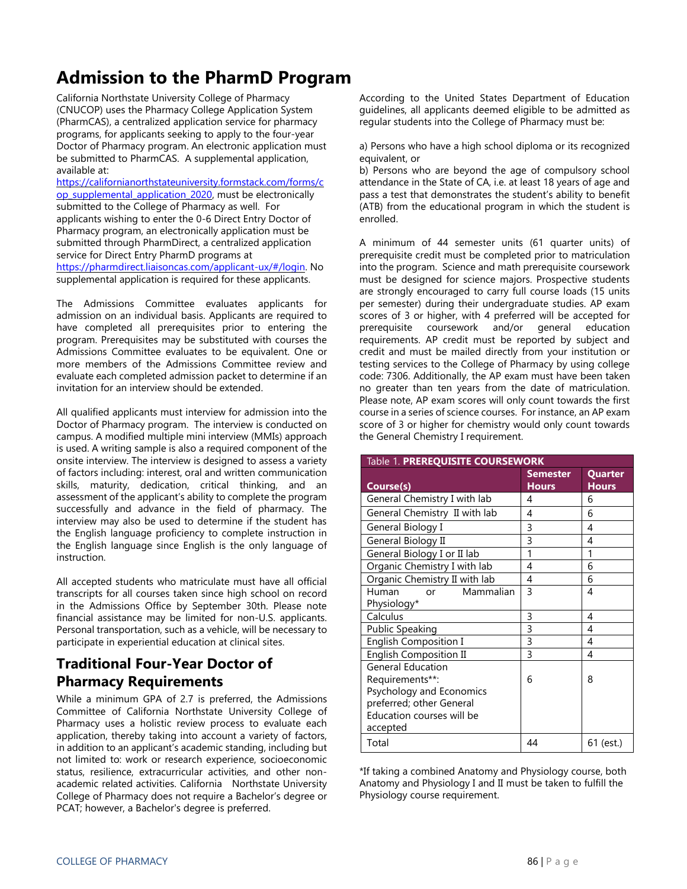# Admission to the PharmD Program

California Northstate University College of Pharmacy (CNUCOP) uses the Pharmacy College Application System (PharmCAS), a centralized application service for pharmacy programs, for applicants seeking to apply to the four-year Doctor of Pharmacy program. An electronic application must be submitted to PharmCAS. A supplemental application, available at: [https://californianorthstateuniversity.formstack.com/forms/cop_supplemental_application_2020](https://californianorthstateuniversity.formstack.com/forms/cop_supplemental_application_2020), must be electronically submitted to the College of Pharmacy as well. For applicants wishing to enter the 0-6 Direct Entry Doctor of Pharmacy program, an electronically application must be submitted through PharmDirect, a centralized application service for Direct Entry PharmD programs at [https://pharmdirect.liaisoncas.com/applicant-ux/#/login](https://pharmdirect.liaisoncas.com/applicant-ux/#/login). No supplemental application is required for these applicants.

The Admissions Committee evaluates applicants for admission on an individual basis. Applicants are required to have completed all prerequisites prior to entering the program. Prerequisites may be substituted with courses the Admissions Committee evaluates to be equivalent. One or more members of the Admissions Committee review and evaluate each completed admission packet to determine if an invitation for an interview should be extended.

All qualified applicants must interview for admission into the Doctor of Pharmacy program. The interview is conducted on campus. A modified multiple mini interview (MMIs) approach is used. A writing sample is also a required component of the onsite interview. The interview is designed to assess a variety of factors including: interest, oral and written communication skills, maturity, dedication, critical thinking, and an assessment of the applicant's ability to complete the program successfully and advance in the field of pharmacy. The interview may also be used to determine if the student has the English language proficiency to complete instruction in the English language since English is the only language of instruction.

All accepted students who matriculate must have all official transcripts for all courses taken since high school on record in the Admissions Office by September 30th. Please note financial assistance may be limited for non-U.S. applicants. Personal transportation, such as a vehicle, will be necessary to participate in experiential education at clinical sites.

## Traditional Four-Year Doctor of Pharmacy Requirements

While a minimum GPA of 2.7 is preferred, the Admissions Committee of California Northstate University College of Pharmacy uses a holistic review process to evaluate each application, thereby taking into account a variety of factors, in addition to an applicant's academic standing, including but not limited to: work or research experience, socioeconomic status, resilience, extracurricular activities, and other non-academic related activities. California Northstate University College of Pharmacy does not require a Bachelor's degree or PCAT; however, a Bachelor's degree is preferred.

According to the United States Department of Education guidelines, all applicants deemed eligible to be admitted as regular students into the College of Pharmacy must be:

a) Persons who have a high school diploma or its recognized equivalent, or

b) Persons who are beyond the age of compulsory school attendance in the State of CA, i.e. at least 18 years of age and pass a test that demonstrates the student's ability to benefit (ATB) from the educational program in which the student is enrolled.

A minimum of 44 semester units (61 quarter units) of prerequisite credit must be completed prior to matriculation into the program. Science and math prerequisite coursework must be designed for science majors. Prospective students are strongly encouraged to carry full course loads (15 units per semester) during their undergraduate studies. AP exam scores of 3 or higher, with 4 preferred will be accepted for prerequisite coursework and/or general education requirements. AP credit must be reported by subject and credit and must be mailed directly from your institution or testing services to the College of Pharmacy by using college code: 7306. Additionally, the AP exam must have been taken no greater than ten years from the date of matriculation. Please note, AP exam scores will only count towards the first course in a series of science courses. For instance, an AP exam score of 3 or higher for chemistry would only count towards the General Chemistry I requirement.

Table 1. **PREREQUISITE COURSEWORK**

| Course(s) | Semester Hours | Quarter Hours |
|---|---|---|
| General Chemistry I with lab | 4 | 6 |
| General Chemistry II with lab | 4 | 6 |
| General Biology I | 3 | 4 |
| General Biology II | 3 | 4 |
| General Biology I or II lab | 1 | 1 |
| Organic Chemistry I with lab | 4 | 6 |
| Organic Chemistry II with lab | 4 | 6 |
| Human or Mammalian Physiology* | 3 | 4 |
| Calculus | 3 | 4 |
| Public Speaking | 3 | 4 |
| English Composition I | 3 | 4 |
| English Composition II | 3 | 4 |
| General Education Requirements**: Psychology and Economics preferred; other General Education courses will be accepted | 6 | 8 |
| Total | 44 | 61 (est.) |

*If taking a combined Anatomy and Physiology course, both Anatomy and Physiology I and II must be taken to fulfill the Physiology course requirement.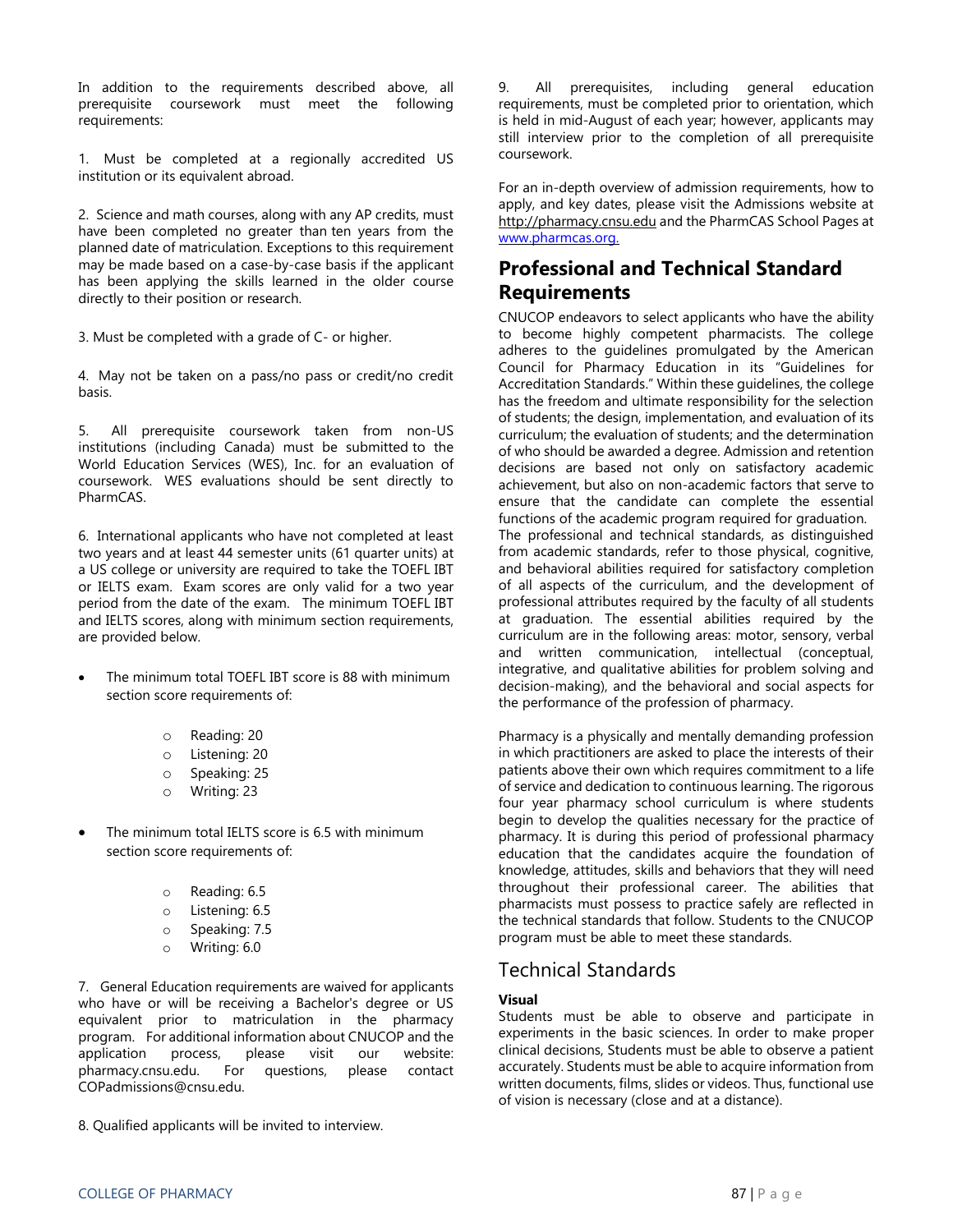In addition to the requirements described above, all prerequisite coursework must meet the following requirements:

1. Must be completed at a regionally accredited US institution or its equivalent abroad.

2. Science and math courses, along with any AP credits, must have been completed no greater than ten years from the planned date of matriculation. Exceptions to this requirement may be made based on a case-by-case basis if the applicant has been applying the skills learned in the older course directly to their position or research.

3. Must be completed with a grade of C- or higher.

4. May not be taken on a pass/no pass or credit/no credit basis.

5. All prerequisite coursework taken from non-US institutions (including Canada) must be submitted to the World Education Services (WES), Inc. for an evaluation of coursework. WES evaluations should be sent directly to PharmCAS.

6. International applicants who have not completed at least two years and at least 44 semester units (61 quarter units) at a US college or university are required to take the TOEFL IBT or IELTS exam. Exam scores are only valid for a two year period from the date of the exam. The minimum TOEFL IBT and IELTS scores, along with minimum section requirements, are provided below.

- The minimum total TOEFL IBT score is 88 with minimum section score requirements of:
  - Reading: 20
  - Listening: 20
  - Speaking: 25
  - Writing: 23
- The minimum total IELTS score is 6.5 with minimum section score requirements of:
  - Reading: 6.5
  - Listening: 6.5
  - Speaking: 7.5
  - Writing: 6.0

7. General Education requirements are waived for applicants who have or will be receiving a Bachelor's degree or US equivalent prior to matriculation in the pharmacy program. For additional information about CNUCOP and the application process, please visit our website: pharmacy.cnsu.edu. For questions, please contact COPadmissions@cnsu.edu.

8. Qualified applicants will be invited to interview.

9. All prerequisites, including general education requirements, must be completed prior to orientation, which is held in mid-August of each year; however, applicants may still interview prior to the completion of all prerequisite coursework.

For an in-depth overview of admission requirements, how to apply, and key dates, please visit the Admissions website at http://pharmacy.cnsu.edu and the PharmCAS School Pages at www.pharmcas.org.

## Professional and Technical Standard Requirements

CNUCOP endeavors to select applicants who have the ability to become highly competent pharmacists. The college adheres to the guidelines promulgated by the American Council for Pharmacy Education in its "Guidelines for Accreditation Standards." Within these guidelines, the college has the freedom and ultimate responsibility for the selection of students; the design, implementation, and evaluation of its curriculum; the evaluation of students; and the determination of who should be awarded a degree. Admission and retention decisions are based not only on satisfactory academic achievement, but also on non-academic factors that serve to ensure that the candidate can complete the essential functions of the academic program required for graduation. The professional and technical standards, as distinguished from academic standards, refer to those physical, cognitive, and behavioral abilities required for satisfactory completion of all aspects of the curriculum, and the development of professional attributes required by the faculty of all students at graduation. The essential abilities required by the curriculum are in the following areas: motor, sensory, verbal and written communication, intellectual (conceptual, integrative, and qualitative abilities for problem solving and decision-making), and the behavioral and social aspects for the performance of the profession of pharmacy.

Pharmacy is a physically and mentally demanding profession in which practitioners are asked to place the interests of their patients above their own which requires commitment to a life of service and dedication to continuous learning. The rigorous four year pharmacy school curriculum is where students begin to develop the qualities necessary for the practice of pharmacy. It is during this period of professional pharmacy education that the candidates acquire the foundation of knowledge, attitudes, skills and behaviors that they will need throughout their professional career. The abilities that pharmacists must possess to practice safely are reflected in the technical standards that follow. Students to the CNUCOP program must be able to meet these standards.

### Technical Standards

**Visual**

Students must be able to observe and participate in experiments in the basic sciences. In order to make proper clinical decisions, Students must be able to observe a patient accurately. Students must be able to acquire information from written documents, films, slides or videos. Thus, functional use of vision is necessary (close and at a distance).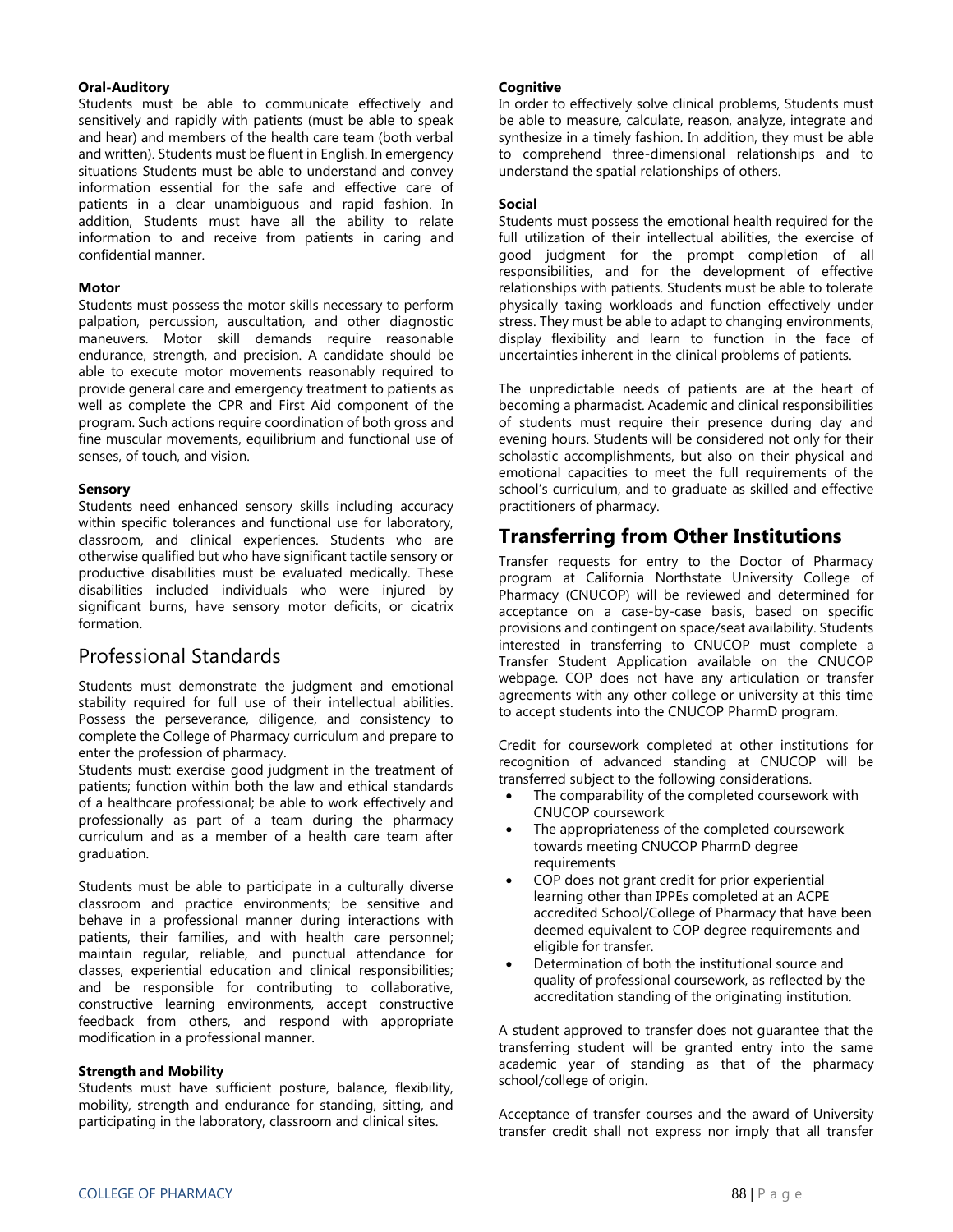**Oral-Auditory**
Students must be able to communicate effectively and sensitively and rapidly with patients (must be able to speak and hear) and members of the health care team (both verbal and written). Students must be fluent in English. In emergency situations Students must be able to understand and convey information essential for the safe and effective care of patients in a clear unambiguous and rapid fashion. In addition, Students must have all the ability to relate information to and receive from patients in caring and confidential manner.

**Motor**
Students must possess the motor skills necessary to perform palpation, percussion, auscultation, and other diagnostic maneuvers. Motor skill demands require reasonable endurance, strength, and precision. A candidate should be able to execute motor movements reasonably required to provide general care and emergency treatment to patients as well as complete the CPR and First Aid component of the program. Such actions require coordination of both gross and fine muscular movements, equilibrium and functional use of senses, of touch, and vision.

**Sensory**
Students need enhanced sensory skills including accuracy within specific tolerances and functional use for laboratory, classroom, and clinical experiences. Students who are otherwise qualified but who have significant tactile sensory or productive disabilities must be evaluated medically. These disabilities included individuals who were injured by significant burns, have sensory motor deficits, or cicatrix formation.

## Professional Standards

Students must demonstrate the judgment and emotional stability required for full use of their intellectual abilities. Possess the perseverance, diligence, and consistency to complete the College of Pharmacy curriculum and prepare to enter the profession of pharmacy.
Students must: exercise good judgment in the treatment of patients; function within both the law and ethical standards of a healthcare professional; be able to work effectively and professionally as part of a team during the pharmacy curriculum and as a member of a health care team after graduation.

Students must be able to participate in a culturally diverse classroom and practice environments; be sensitive and behave in a professional manner during interactions with patients, their families, and with health care personnel; maintain regular, reliable, and punctual attendance for classes, experiential education and clinical responsibilities; and be responsible for contributing to collaborative, constructive learning environments, accept constructive feedback from others, and respond with appropriate modification in a professional manner.

**Strength and Mobility**
Students must have sufficient posture, balance, flexibility, mobility, strength and endurance for standing, sitting, and participating in the laboratory, classroom and clinical sites.

**Cognitive**
In order to effectively solve clinical problems, Students must be able to measure, calculate, reason, analyze, integrate and synthesize in a timely fashion. In addition, they must be able to comprehend three-dimensional relationships and to understand the spatial relationships of others.

**Social**
Students must possess the emotional health required for the full utilization of their intellectual abilities, the exercise of good judgment for the prompt completion of all responsibilities, and for the development of effective relationships with patients. Students must be able to tolerate physically taxing workloads and function effectively under stress. They must be able to adapt to changing environments, display flexibility and learn to function in the face of uncertainties inherent in the clinical problems of patients.

The unpredictable needs of patients are at the heart of becoming a pharmacist. Academic and clinical responsibilities of students must require their presence during day and evening hours. Students will be considered not only for their scholastic accomplishments, but also on their physical and emotional capacities to meet the full requirements of the school's curriculum, and to graduate as skilled and effective practitioners of pharmacy.

## Transferring from Other Institutions

Transfer requests for entry to the Doctor of Pharmacy program at California Northstate University College of Pharmacy (CNUCOP) will be reviewed and determined for acceptance on a case-by-case basis, based on specific provisions and contingent on space/seat availability. Students interested in transferring to CNUCOP must complete a Transfer Student Application available on the CNUCOP webpage. COP does not have any articulation or transfer agreements with any other college or university at this time to accept students into the CNUCOP PharmD program.

Credit for coursework completed at other institutions for recognition of advanced standing at CNUCOP will be transferred subject to the following considerations.

- The comparability of the completed coursework with CNUCOP coursework
- The appropriateness of the completed coursework towards meeting CNUCOP PharmD degree requirements
- COP does not grant credit for prior experiential learning other than IPPEs completed at an ACPE accredited School/College of Pharmacy that have been deemed equivalent to COP degree requirements and eligible for transfer.
- Determination of both the institutional source and quality of professional coursework, as reflected by the accreditation standing of the originating institution.

A student approved to transfer does not guarantee that the transferring student will be granted entry into the same academic year of standing as that of the pharmacy school/college of origin.

Acceptance of transfer courses and the award of University transfer credit shall not express nor imply that all transfer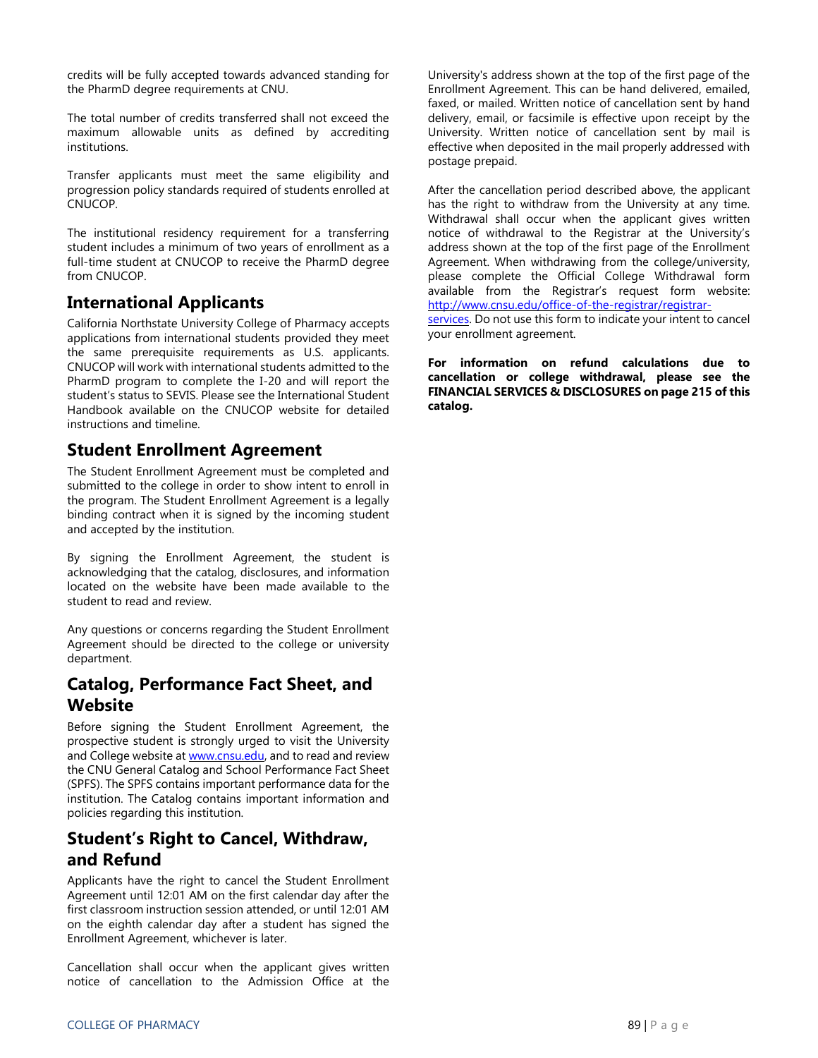credits will be fully accepted towards advanced standing for the PharmD degree requirements at CNU.

The total number of credits transferred shall not exceed the maximum allowable units as defined by accrediting institutions.

Transfer applicants must meet the same eligibility and progression policy standards required of students enrolled at CNUCOP.

The institutional residency requirement for a transferring student includes a minimum of two years of enrollment as a full-time student at CNUCOP to receive the PharmD degree from CNUCOP.

## International Applicants

California Northstate University College of Pharmacy accepts applications from international students provided they meet the same prerequisite requirements as U.S. applicants. CNUCOP will work with international students admitted to the PharmD program to complete the I-20 and will report the student's status to SEVIS. Please see the International Student Handbook available on the CNUCOP website for detailed instructions and timeline.

## Student Enrollment Agreement

The Student Enrollment Agreement must be completed and submitted to the college in order to show intent to enroll in the program. The Student Enrollment Agreement is a legally binding contract when it is signed by the incoming student and accepted by the institution.

By signing the Enrollment Agreement, the student is acknowledging that the catalog, disclosures, and information located on the website have been made available to the student to read and review.

Any questions or concerns regarding the Student Enrollment Agreement should be directed to the college or university department.

## Catalog, Performance Fact Sheet, and Website

Before signing the Student Enrollment Agreement, the prospective student is strongly urged to visit the University and College website at www.cnsu.edu, and to read and review the CNU General Catalog and School Performance Fact Sheet (SPFS). The SPFS contains important performance data for the institution. The Catalog contains important information and policies regarding this institution.

## Student's Right to Cancel, Withdraw, and Refund

Applicants have the right to cancel the Student Enrollment Agreement until 12:01 AM on the first calendar day after the first classroom instruction session attended, or until 12:01 AM on the eighth calendar day after a student has signed the Enrollment Agreement, whichever is later.

Cancellation shall occur when the applicant gives written notice of cancellation to the Admission Office at the University's address shown at the top of the first page of the Enrollment Agreement. This can be hand delivered, emailed, faxed, or mailed. Written notice of cancellation sent by hand delivery, email, or facsimile is effective upon receipt by the University. Written notice of cancellation sent by mail is effective when deposited in the mail properly addressed with postage prepaid.

After the cancellation period described above, the applicant has the right to withdraw from the University at any time. Withdrawal shall occur when the applicant gives written notice of withdrawal to the Registrar at the University's address shown at the top of the first page of the Enrollment Agreement. When withdrawing from the college/university, please complete the Official College Withdrawal form available from the Registrar's request form website: http://www.cnsu.edu/office-of-the-registrar/registrar-services. Do not use this form to indicate your intent to cancel your enrollment agreement.

**For information on refund calculations due to cancellation or college withdrawal, please see the FINANCIAL SERVICES & DISCLOSURES on page 215 of this catalog.**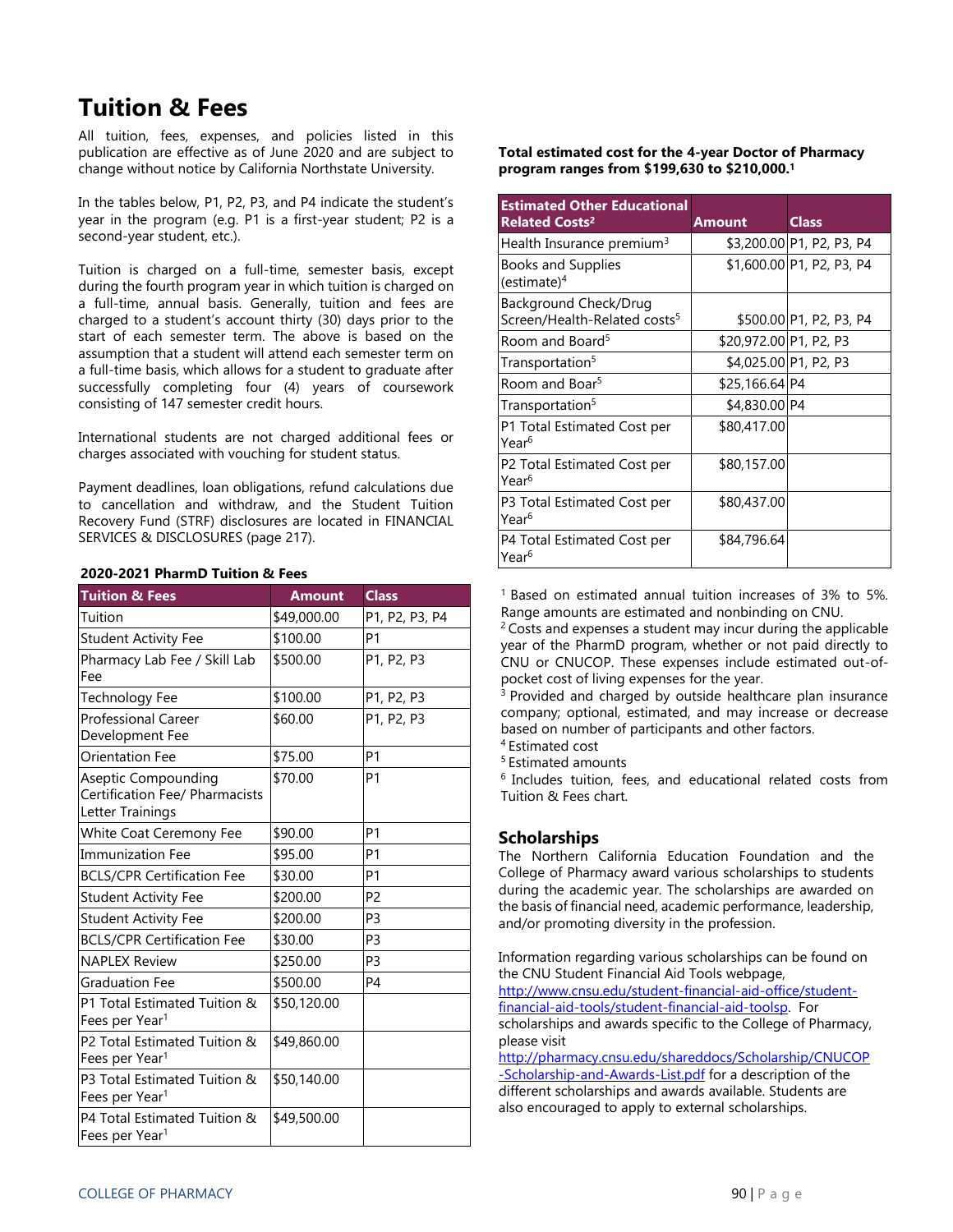# Tuition & Fees

All tuition, fees, expenses, and policies listed in this publication are effective as of June 2020 and are subject to change without notice by California Northstate University.

In the tables below, P1, P2, P3, and P4 indicate the student's year in the program (e.g. P1 is a first-year student; P2 is a second-year student, etc.).

Tuition is charged on a full-time, semester basis, except during the fourth program year in which tuition is charged on a full-time, annual basis. Generally, tuition and fees are charged to a student's account thirty (30) days prior to the start of each semester term. The above is based on the assumption that a student will attend each semester term on a full-time basis, which allows for a student to graduate after successfully completing four (4) years of coursework consisting of 147 semester credit hours.

International students are not charged additional fees or charges associated with vouching for student status.

Payment deadlines, loan obligations, refund calculations due to cancellation and withdrawal, and the Student Tuition Recovery Fund (STRF) disclosures are located in FINANCIAL SERVICES & DISCLOSURES (page 217).

**2020-2021 PharmD Tuition & Fees**

| Tuition & Fees | Amount | Class |
|---|---|---|
| Tuition | $49,000.00 | P1, P2, P3, P4 |
| Student Activity Fee | $100.00 | P1 |
| Pharmacy Lab Fee / Skill Lab Fee | $500.00 | P1, P2, P3 |
| Technology Fee | $100.00 | P1, P2, P3 |
| Professional Career Development Fee | $60.00 | P1, P2, P3 |
| Orientation Fee | $75.00 | P1 |
| Aseptic Compounding Certification Fee/ Pharmacists Letter Trainings | $70.00 | P1 |
| White Coat Ceremony Fee | $90.00 | P1 |
| Immunization Fee | $95.00 | P1 |
| BCLS/CPR Certification Fee | $30.00 | P1 |
| Student Activity Fee | $200.00 | P2 |
| Student Activity Fee | $200.00 | P3 |
| BCLS/CPR Certification Fee | $30.00 | P3 |
| NAPLEX Review | $250.00 | P3 |
| Graduation Fee | $500.00 | P4 |
| P1 Total Estimated Tuition & Fees per Year[1] | $50,120.00 | |
| P2 Total Estimated Tuition & Fees per Year[1] | $49,860.00 | |
| P3 Total Estimated Tuition & Fees per Year[1] | $50,140.00 | |
| P4 Total Estimated Tuition & Fees per Year[1] | $49,500.00 | |

**Total estimated cost for the 4-year Doctor of Pharmacy program ranges from $199,630 to $210,000.[1]**

| Estimated Other Educational Related Costs[2] | Amount | Class |
|---|---|---|
| Health Insurance premium[3] | $3,200.00 | P1, P2, P3, P4 |
| Books and Supplies (estimate)[4] | $1,600.00 | P1, P2, P3, P4 |
| Background Check/Drug Screen/Health-Related costs[5] | $500.00 | P1, P2, P3, P4 |
| Room and Board[5] | $20,972.00 | P1, P2, P3 |
| Transportation[5] | $4,025.00 | P1, P2, P3 |
| Room and Boar[5] | $25,166.64 | P4 |
| Transportation[5] | $4,830.00 | P4 |
| P1 Total Estimated Cost per Year[6] | $80,417.00 | |
| P2 Total Estimated Cost per Year[6] | $80,157.00 | |
| P3 Total Estimated Cost per Year[6] | $80,437.00 | |
| P4 Total Estimated Cost per Year[6] | $84,796.64 | |

[1] Based on estimated annual tuition increases of 3% to 5%. Range amounts are estimated and nonbinding on CNU.

[2] Costs and expenses a student may incur during the applicable year of the PharmD program, whether or not paid directly to CNU or CNUCOP. These expenses include estimated out-of-pocket cost of living expenses for the year.

[3] Provided and charged by outside healthcare plan insurance company; optional, estimated, and may increase or decrease based on number of participants and other factors.

[4] Estimated cost

[5] Estimated amounts

[6] Includes tuition, fees, and educational related costs from Tuition & Fees chart.

## Scholarships

The Northern California Education Foundation and the College of Pharmacy award various scholarships to students during the academic year. The scholarships are awarded on the basis of financial need, academic performance, leadership, and/or promoting diversity in the profession.

Information regarding various scholarships can be found on the CNU Student Financial Aid Tools webpage, http://www.cnsu.edu/student-financial-aid-office/student-financial-aid-tools/student-financial-aid-toolsp. For scholarships and awards specific to the College of Pharmacy, please visit http://pharmacy.cnsu.edu/shareddocs/Scholarship/CNUCOP-Scholarship-and-Awards-List.pdf for a description of the different scholarships and awards available. Students are also encouraged to apply to external scholarships.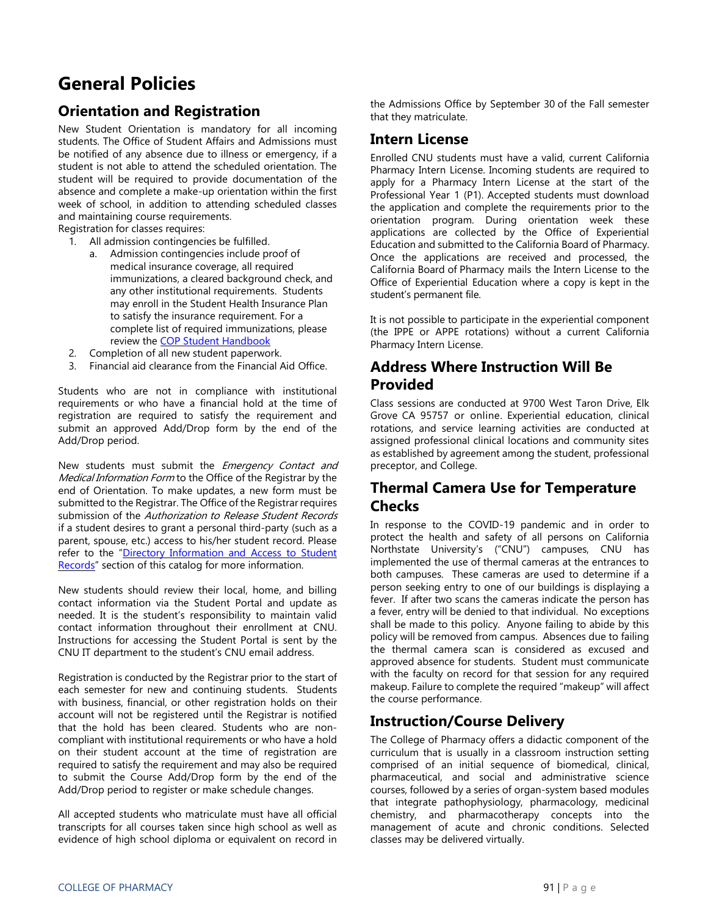# General Policies

## Orientation and Registration

New Student Orientation is mandatory for all incoming students. The Office of Student Affairs and Admissions must be notified of any absence due to illness or emergency, if a student is not able to attend the scheduled orientation. The student will be required to provide documentation of the absence and complete a make-up orientation within the first week of school, in addition to attending scheduled classes and maintaining course requirements.

Registration for classes requires:

1. All admission contingencies be fulfilled.
   a. Admission contingencies include proof of medical insurance coverage, all required immunizations, a cleared background check, and any other institutional requirements. Students may enroll in the Student Health Insurance Plan to satisfy the insurance requirement. For a complete list of required immunizations, please review the [COP Student Handbook]
2. Completion of all new student paperwork.
3. Financial aid clearance from the Financial Aid Office.

Students who are not in compliance with institutional requirements or who have a financial hold at the time of registration are required to satisfy the requirement and submit an approved Add/Drop form by the end of the Add/Drop period.

New students must submit the *Emergency Contact and Medical Information Form* to the Office of the Registrar by the end of Orientation. To make updates, a new form must be submitted to the Registrar. The Office of the Registrar requires submission of the *Authorization to Release Student Records* if a student desires to grant a personal third-party (such as a parent, spouse, etc.) access to his/her student record. Please refer to the "[Directory Information and Access to Student Records]" section of this catalog for more information.

New students should review their local, home, and billing contact information via the Student Portal and update as needed. It is the student's responsibility to maintain valid contact information throughout their enrollment at CNU. Instructions for accessing the Student Portal is sent by the CNU IT department to the student's CNU email address.

Registration is conducted by the Registrar prior to the start of each semester for new and continuing students. Students with business, financial, or other registration holds on their account will not be registered until the Registrar is notified that the hold has been cleared. Students who are non-compliant with institutional requirements or who have a hold on their student account at the time of registration are required to satisfy the requirement and may also be required to submit the Course Add/Drop form by the end of the Add/Drop period to register or make schedule changes.

All accepted students who matriculate must have all official transcripts for all courses taken since high school as well as evidence of high school diploma or equivalent on record in the Admissions Office by September 30 of the Fall semester that they matriculate.

## Intern License

Enrolled CNU students must have a valid, current California Pharmacy Intern License. Incoming students are required to apply for a Pharmacy Intern License at the start of the Professional Year 1 (P1). Accepted students must download the application and complete the requirements prior to the orientation program. During orientation week these applications are collected by the Office of Experiential Education and submitted to the California Board of Pharmacy. Once the applications are received and processed, the California Board of Pharmacy mails the Intern License to the Office of Experiential Education where a copy is kept in the student's permanent file.

It is not possible to participate in the experiential component (the IPPE or APPE rotations) without a current California Pharmacy Intern License.

## Address Where Instruction Will Be Provided

Class sessions are conducted at 9700 West Taron Drive, Elk Grove CA 95757 or online. Experiential education, clinical rotations, and service learning activities are conducted at assigned professional clinical locations and community sites as established by agreement among the student, professional preceptor, and College.

## Thermal Camera Use for Temperature Checks

In response to the COVID-19 pandemic and in order to protect the health and safety of all persons on California Northstate University's ("CNU") campuses, CNU has implemented the use of thermal cameras at the entrances to both campuses. These cameras are used to determine if a person seeking entry to one of our buildings is displaying a fever. If after two scans the cameras indicate the person has a fever, entry will be denied to that individual. No exceptions shall be made to this policy. Anyone failing to abide by this policy will be removed from campus. Absences due to failing the thermal camera scan is considered as excused and approved absence for students. Student must communicate with the faculty on record for that session for any required makeup. Failure to complete the required "makeup" will affect the course performance.

## Instruction/Course Delivery

The College of Pharmacy offers a didactic component of the curriculum that is usually in a classroom instruction setting comprised of an initial sequence of biomedical, clinical, pharmaceutical, and social and administrative science courses, followed by a series of organ-system based modules that integrate pathophysiology, pharmacology, medicinal chemistry, and pharmacotherapy concepts into the management of acute and chronic conditions. Selected classes may be delivered virtually.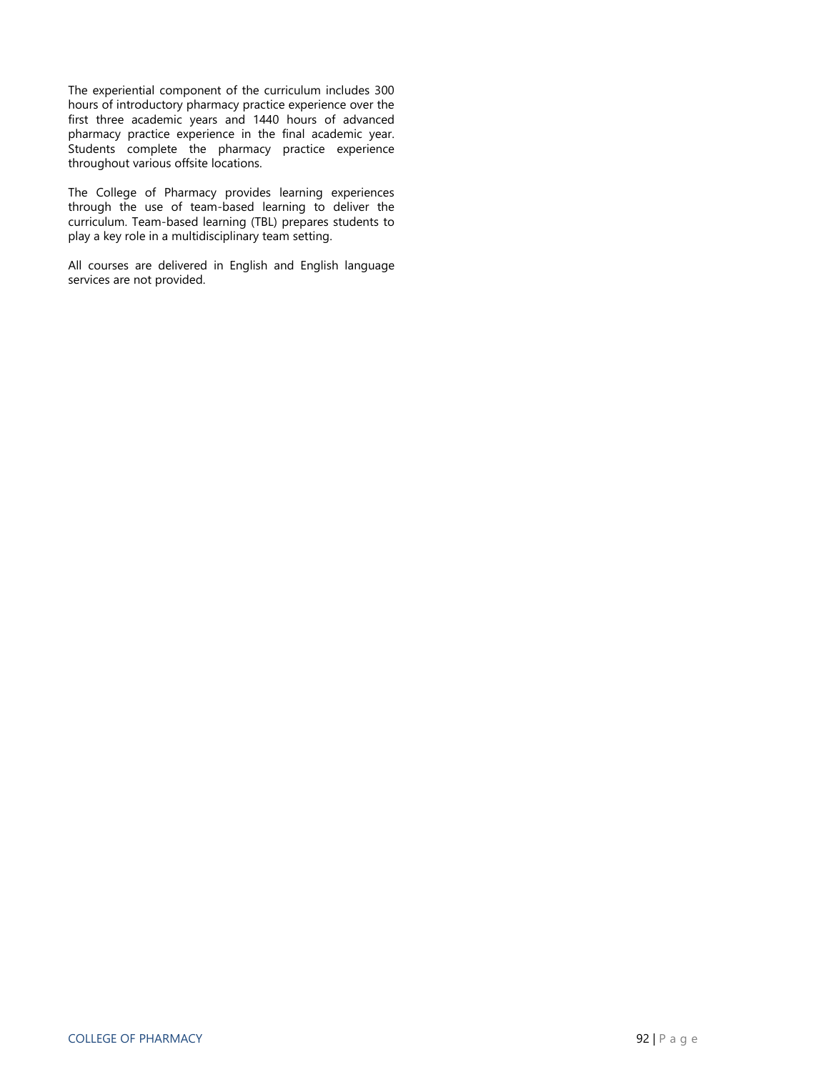The experiential component of the curriculum includes 300 hours of introductory pharmacy practice experience over the first three academic years and 1440 hours of advanced pharmacy practice experience in the final academic year. Students complete the pharmacy practice experience throughout various offsite locations.

The College of Pharmacy provides learning experiences through the use of team-based learning to deliver the curriculum. Team-based learning (TBL) prepares students to play a key role in a multidisciplinary team setting.

All courses are delivered in English and English language services are not provided.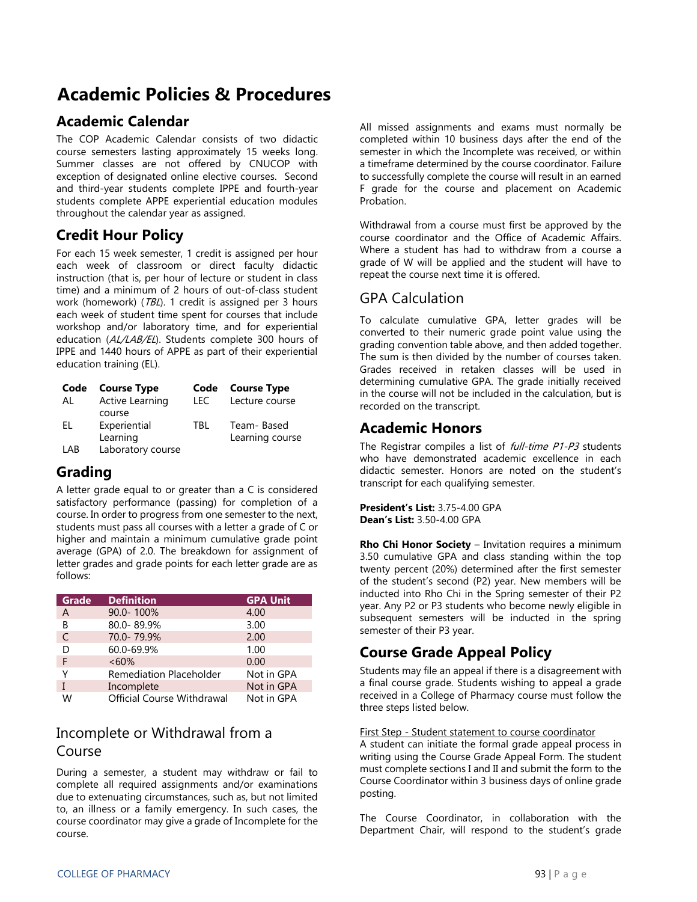# Academic Policies & Procedures

## Academic Calendar

The COP Academic Calendar consists of two didactic course semesters lasting approximately 15 weeks long. Summer classes are not offered by CNUCOP with exception of designated online elective courses. Second and third-year students complete IPPE and fourth-year students complete APPE experiential education modules throughout the calendar year as assigned.

## Credit Hour Policy

For each 15 week semester, 1 credit is assigned per hour each week of classroom or direct faculty didactic instruction (that is, per hour of lecture or student in class time) and a minimum of 2 hours of out-of-class student work (homework) (*TBL*). 1 credit is assigned per 3 hours each week of student time spent for courses that include workshop and/or laboratory time, and for experiential education (*AL/LAB/EL*). Students complete 300 hours of IPPE and 1440 hours of APPE as part of their experiential education training (EL).

| Code | Course Type | Code | Course Type |
|---|---|---|---|
| AL | Active Learning course | LEC | Lecture course |
| EL | Experiential Learning | TBL | Team- Based Learning course |
| LAB | Laboratory course | | |

## Grading

A letter grade equal to or greater than a C is considered satisfactory performance (passing) for completion of a course. In order to progress from one semester to the next, students must pass all courses with a letter a grade of C or higher and maintain a minimum cumulative grade point average (GPA) of 2.0. The breakdown for assignment of letter grades and grade points for each letter grade are as follows:

| Grade | Definition | GPA Unit |
|---|---|---|
| A | 90.0- 100% | 4.00 |
| B | 80.0- 89.9% | 3.00 |
| C | 70.0- 79.9% | 2.00 |
| D | 60.0-69.9% | 1.00 |
| F | <60% | 0.00 |
| Y | Remediation Placeholder | Not in GPA |
| I | Incomplete | Not in GPA |
| W | Official Course Withdrawal | Not in GPA |

### Incomplete or Withdrawal from a Course

During a semester, a student may withdraw or fail to complete all required assignments and/or examinations due to extenuating circumstances, such as, but not limited to, an illness or a family emergency. In such cases, the course coordinator may give a grade of Incomplete for the course.

All missed assignments and exams must normally be completed within 10 business days after the end of the semester in which the Incomplete was received, or within a timeframe determined by the course coordinator. Failure to successfully complete the course will result in an earned F grade for the course and placement on Academic Probation.

Withdrawal from a course must first be approved by the course coordinator and the Office of Academic Affairs. Where a student has had to withdraw from a course a grade of W will be applied and the student will have to repeat the course next time it is offered.

### GPA Calculation

To calculate cumulative GPA, letter grades will be converted to their numeric grade point value using the grading convention table above, and then added together. The sum is then divided by the number of courses taken. Grades received in retaken classes will be used in determining cumulative GPA. The grade initially received in the course will not be included in the calculation, but is recorded on the transcript.

## Academic Honors

The Registrar compiles a list of *full-time P1-P3* students who have demonstrated academic excellence in each didactic semester. Honors are noted on the student's transcript for each qualifying semester.

**President's List:** 3.75-4.00 GPA
**Dean's List:** 3.50-4.00 GPA

**Rho Chi Honor Society** – Invitation requires a minimum 3.50 cumulative GPA and class standing within the top twenty percent (20%) determined after the first semester of the student's second (P2) year. New members will be inducted into Rho Chi in the Spring semester of their P2 year. Any P2 or P3 students who become newly eligible in subsequent semesters will be inducted in the spring semester of their P3 year.

## Course Grade Appeal Policy

Students may file an appeal if there is a disagreement with a final course grade. Students wishing to appeal a grade received in a College of Pharmacy course must follow the three steps listed below.

First Step - Student statement to course coordinator

A student can initiate the formal grade appeal process in writing using the Course Grade Appeal Form. The student must complete sections I and II and submit the form to the Course Coordinator within 3 business days of online grade posting.

The Course Coordinator, in collaboration with the Department Chair, will respond to the student's grade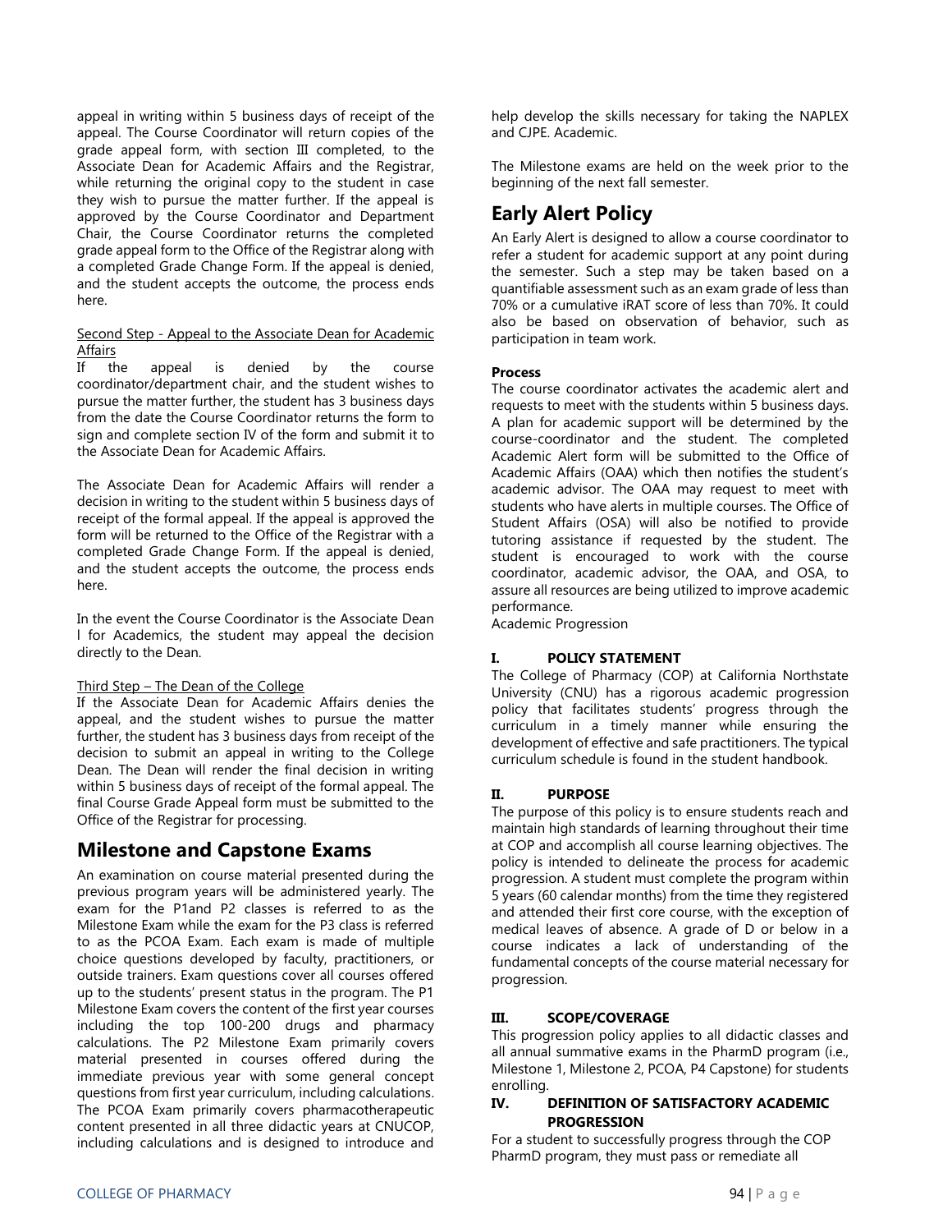appeal in writing within 5 business days of receipt of the appeal. The Course Coordinator will return copies of the grade appeal form, with section III completed, to the Associate Dean for Academic Affairs and the Registrar, while returning the original copy to the student in case they wish to pursue the matter further. If the appeal is approved by the Course Coordinator and Department Chair, the Course Coordinator returns the completed grade appeal form to the Office of the Registrar along with a completed Grade Change Form. If the appeal is denied, and the student accepts the outcome, the process ends here.

Second Step - Appeal to the Associate Dean for Academic Affairs

If the appeal is denied by the course coordinator/department chair, and the student wishes to pursue the matter further, the student has 3 business days from the date the Course Coordinator returns the form to sign and complete section IV of the form and submit it to the Associate Dean for Academic Affairs.

The Associate Dean for Academic Affairs will render a decision in writing to the student within 5 business days of receipt of the formal appeal. If the appeal is approved the form will be returned to the Office of the Registrar with a completed Grade Change Form. If the appeal is denied, and the student accepts the outcome, the process ends here.

In the event the Course Coordinator is the Associate Dean l for Academics, the student may appeal the decision directly to the Dean.

Third Step – The Dean of the College

If the Associate Dean for Academic Affairs denies the appeal, and the student wishes to pursue the matter further, the student has 3 business days from receipt of the decision to submit an appeal in writing to the College Dean. The Dean will render the final decision in writing within 5 business days of receipt of the formal appeal. The final Course Grade Appeal form must be submitted to the Office of the Registrar for processing.

## Milestone and Capstone Exams

An examination on course material presented during the previous program years will be administered yearly. The exam for the P1and P2 classes is referred to as the Milestone Exam while the exam for the P3 class is referred to as the PCOA Exam. Each exam is made of multiple choice questions developed by faculty, practitioners, or outside trainers. Exam questions cover all courses offered up to the students' present status in the program. The P1 Milestone Exam covers the content of the first year courses including the top 100-200 drugs and pharmacy calculations. The P2 Milestone Exam primarily covers material presented in courses offered during the immediate previous year with some general concept questions from first year curriculum, including calculations. The PCOA Exam primarily covers pharmacotherapeutic content presented in all three didactic years at CNUCOP, including calculations and is designed to introduce and help develop the skills necessary for taking the NAPLEX and CJPE. Academic.

The Milestone exams are held on the week prior to the beginning of the next fall semester.

## Early Alert Policy

An Early Alert is designed to allow a course coordinator to refer a student for academic support at any point during the semester. Such a step may be taken based on a quantifiable assessment such as an exam grade of less than 70% or a cumulative iRAT score of less than 70%. It could also be based on observation of behavior, such as participation in team work.

**Process**

The course coordinator activates the academic alert and requests to meet with the students within 5 business days. A plan for academic support will be determined by the course-coordinator and the student. The completed Academic Alert form will be submitted to the Office of Academic Affairs (OAA) which then notifies the student's academic advisor. The OAA may request to meet with students who have alerts in multiple courses. The Office of Student Affairs (OSA) will also be notified to provide tutoring assistance if requested by the student. The student is encouraged to work with the course coordinator, academic advisor, the OAA, and OSA, to assure all resources are being utilized to improve academic performance.

Academic Progression

**I. POLICY STATEMENT**

The College of Pharmacy (COP) at California Northstate University (CNU) has a rigorous academic progression policy that facilitates students' progress through the curriculum in a timely manner while ensuring the development of effective and safe practitioners. The typical curriculum schedule is found in the student handbook.

**II. PURPOSE**

The purpose of this policy is to ensure students reach and maintain high standards of learning throughout their time at COP and accomplish all course learning objectives. The policy is intended to delineate the process for academic progression. A student must complete the program within 5 years (60 calendar months) from the time they registered and attended their first core course, with the exception of medical leaves of absence. A grade of D or below in a course indicates a lack of understanding of the fundamental concepts of the course material necessary for progression.

**III. SCOPE/COVERAGE**

This progression policy applies to all didactic classes and all annual summative exams in the PharmD program (i.e., Milestone 1, Milestone 2, PCOA, P4 Capstone) for students enrolling.

**IV. DEFINITION OF SATISFACTORY ACADEMIC PROGRESSION**

For a student to successfully progress through the COP PharmD program, they must pass or remediate all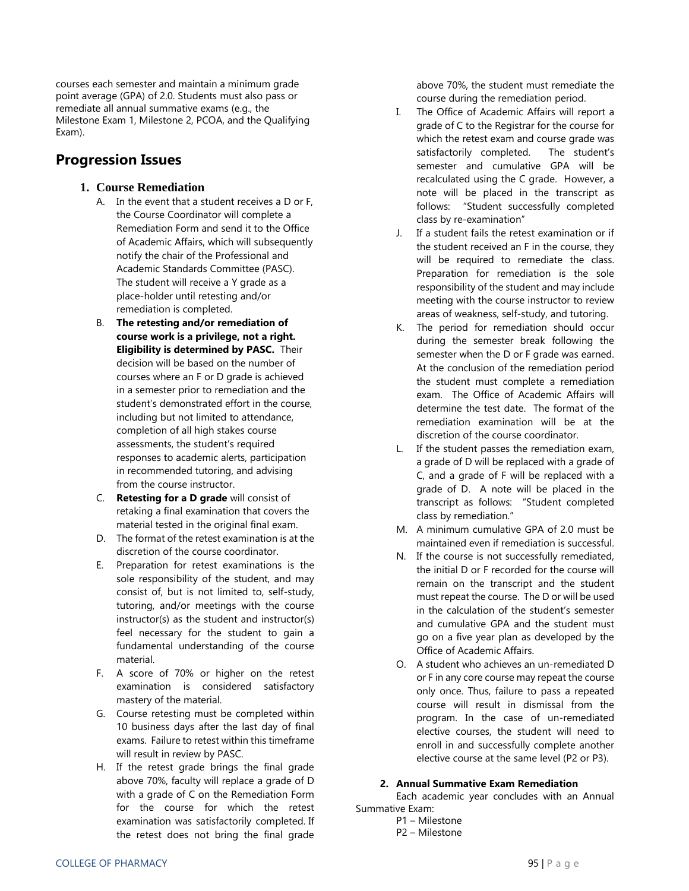courses each semester and maintain a minimum grade point average (GPA) of 2.0. Students must also pass or remediate all annual summative exams (e.g., the Milestone Exam 1, Milestone 2, PCOA, and the Qualifying Exam).

## Progression Issues

### 1. Course Remediation

A. In the event that a student receives a D or F, the Course Coordinator will complete a Remediation Form and send it to the Office of Academic Affairs, which will subsequently notify the chair of the Professional and Academic Standards Committee (PASC). The student will receive a Y grade as a place-holder until retesting and/or remediation is completed.

B. **The retesting and/or remediation of course work is a privilege, not a right. Eligibility is determined by PASC.** Their decision will be based on the number of courses where an F or D grade is achieved in a semester prior to remediation and the student's demonstrated effort in the course, including but not limited to attendance, completion of all high stakes course assessments, the student's required responses to academic alerts, participation in recommended tutoring, and advising from the course instructor.

C. **Retesting for a D grade** will consist of retaking a final examination that covers the material tested in the original final exam.

D. The format of the retest examination is at the discretion of the course coordinator.

E. Preparation for retest examinations is the sole responsibility of the student, and may consist of, but is not limited to, self-study, tutoring, and/or meetings with the course instructor(s) as the student and instructor(s) feel necessary for the student to gain a fundamental understanding of the course material.

F. A score of 70% or higher on the retest examination is considered satisfactory mastery of the material.

G. Course retesting must be completed within 10 business days after the last day of final exams. Failure to retest within this timeframe will result in review by PASC.

H. If the retest grade brings the final grade above 70%, faculty will replace a grade of D with a grade of C on the Remediation Form for the course for which the retest examination was satisfactorily completed. If the retest does not bring the final grade above 70%, the student must remediate the course during the remediation period.

I. The Office of Academic Affairs will report a grade of C to the Registrar for the course for which the retest exam and course grade was satisfactorily completed. The student's semester and cumulative GPA will be recalculated using the C grade. However, a note will be placed in the transcript as follows: "Student successfully completed class by re-examination"

J. If a student fails the retest examination or if the student received an F in the course, they will be required to remediate the class. Preparation for remediation is the sole responsibility of the student and may include meeting with the course instructor to review areas of weakness, self-study, and tutoring.

K. The period for remediation should occur during the semester break following the semester when the D or F grade was earned. At the conclusion of the remediation period the student must complete a remediation exam. The Office of Academic Affairs will determine the test date. The format of the remediation examination will be at the discretion of the course coordinator.

L. If the student passes the remediation exam, a grade of D will be replaced with a grade of C, and a grade of F will be replaced with a grade of D. A note will be placed in the transcript as follows: "Student completed class by remediation."

M. A minimum cumulative GPA of 2.0 must be maintained even if remediation is successful.

N. If the course is not successfully remediated, the initial D or F recorded for the course will remain on the transcript and the student must repeat the course. The D or will be used in the calculation of the student's semester and cumulative GPA and the student must go on a five year plan as developed by the Office of Academic Affairs.

O. A student who achieves an un-remediated D or F in any core course may repeat the course only once. Thus, failure to pass a repeated course will result in dismissal from the program. In the case of un-remediated elective courses, the student will need to enroll in and successfully complete another elective course at the same level (P2 or P3).

### 2. Annual Summative Exam Remediation

Each academic year concludes with an Annual Summative Exam:

P1 – Milestone
P2 – Milestone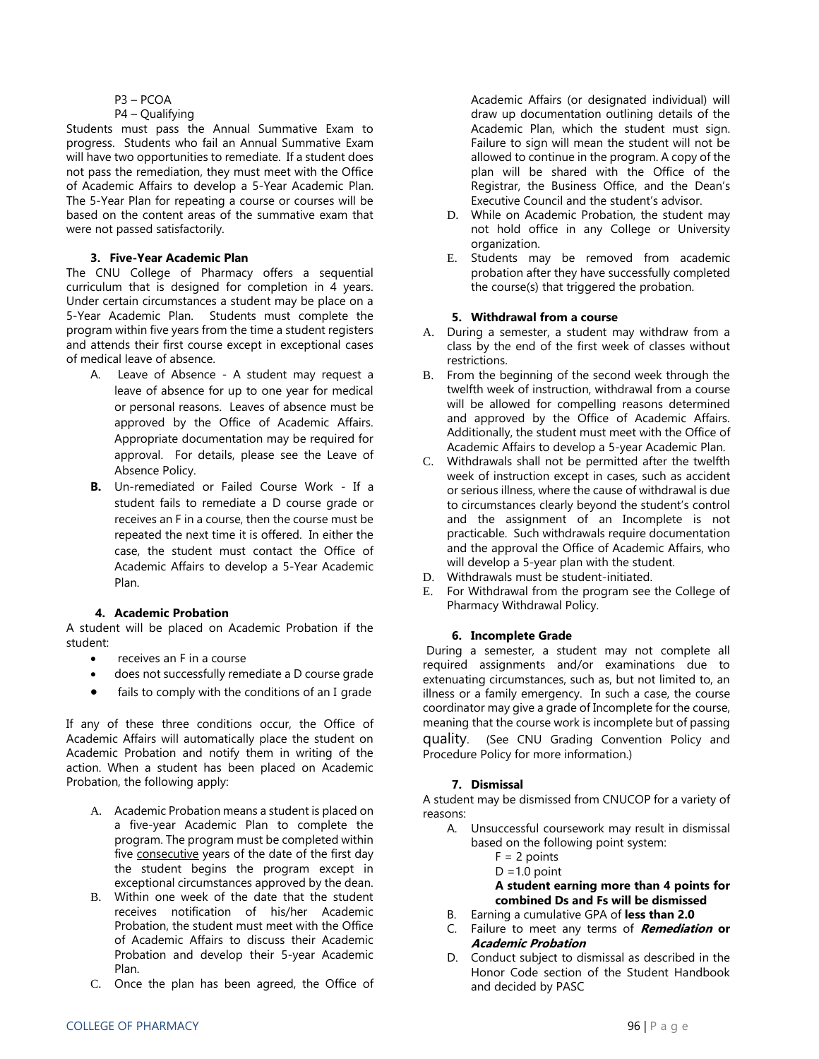P3 – PCOA
P4 – Qualifying

Students must pass the Annual Summative Exam to progress. Students who fail an Annual Summative Exam will have two opportunities to remediate. If a student does not pass the remediation, they must meet with the Office of Academic Affairs to develop a 5-Year Academic Plan. The 5-Year Plan for repeating a course or courses will be based on the content areas of the summative exam that were not passed satisfactorily.

### 3. Five-Year Academic Plan

The CNU College of Pharmacy offers a sequential curriculum that is designed for completion in 4 years. Under certain circumstances a student may be place on a 5-Year Academic Plan. Students must complete the program within five years from the time a student registers and attends their first course except in exceptional cases of medical leave of absence.

A. Leave of Absence - A student may request a leave of absence for up to one year for medical or personal reasons. Leaves of absence must be approved by the Office of Academic Affairs. Appropriate documentation may be required for approval. For details, please see the Leave of Absence Policy.

**B.** Un-remediated or Failed Course Work - If a student fails to remediate a D course grade or receives an F in a course, then the course must be repeated the next time it is offered. In either the case, the student must contact the Office of Academic Affairs to develop a 5-Year Academic Plan.

### 4. Academic Probation

A student will be placed on Academic Probation if the student:

- receives an F in a course
- does not successfully remediate a D course grade
- fails to comply with the conditions of an I grade

If any of these three conditions occur, the Office of Academic Affairs will automatically place the student on Academic Probation and notify them in writing of the action. When a student has been placed on Academic Probation, the following apply:

A. Academic Probation means a student is placed on a five-year Academic Plan to complete the program. The program must be completed within five consecutive years of the date of the first day the student begins the program except in exceptional circumstances approved by the dean.

B. Within one week of the date that the student receives notification of his/her Academic Probation, the student must meet with the Office of Academic Affairs to discuss their Academic Probation and develop their 5-year Academic Plan.

C. Once the plan has been agreed, the Office of Academic Affairs (or designated individual) will draw up documentation outlining details of the Academic Plan, which the student must sign. Failure to sign will mean the student will not be allowed to continue in the program. A copy of the plan will be shared with the Office of the Registrar, the Business Office, and the Dean's Executive Council and the student's advisor.

D. While on Academic Probation, the student may not hold office in any College or University organization.

E. Students may be removed from academic probation after they have successfully completed the course(s) that triggered the probation.

### 5. Withdrawal from a course

A. During a semester, a student may withdraw from a class by the end of the first week of classes without restrictions.

B. From the beginning of the second week through the twelfth week of instruction, withdrawal from a course will be allowed for compelling reasons determined and approved by the Office of Academic Affairs. Additionally, the student must meet with the Office of Academic Affairs to develop a 5-year Academic Plan.

C. Withdrawals shall not be permitted after the twelfth week of instruction except in cases, such as accident or serious illness, where the cause of withdrawal is due to circumstances clearly beyond the student's control and the assignment of an Incomplete is not practicable. Such withdrawals require documentation and the approval the Office of Academic Affairs, who will develop a 5-year plan with the student.

D. Withdrawals must be student-initiated.

E. For Withdrawal from the program see the College of Pharmacy Withdrawal Policy.

### 6. Incomplete Grade

During a semester, a student may not complete all required assignments and/or examinations due to extenuating circumstances, such as, but not limited to, an illness or a family emergency. In such a case, the course coordinator may give a grade of Incomplete for the course, meaning that the course work is incomplete but of passing quality. (See CNU Grading Convention Policy and Procedure Policy for more information.)

### 7. Dismissal

A student may be dismissed from CNUCOP for a variety of reasons:

A. Unsuccessful coursework may result in dismissal based on the following point system:

F = 2 points
D =1.0 point

**A student earning more than 4 points for combined Ds and Fs will be dismissed**

B. Earning a cumulative GPA of **less than 2.0**

C. Failure to meet any terms of ***Remediation*** **or** ***Academic Probation***

D. Conduct subject to dismissal as described in the Honor Code section of the Student Handbook and decided by PASC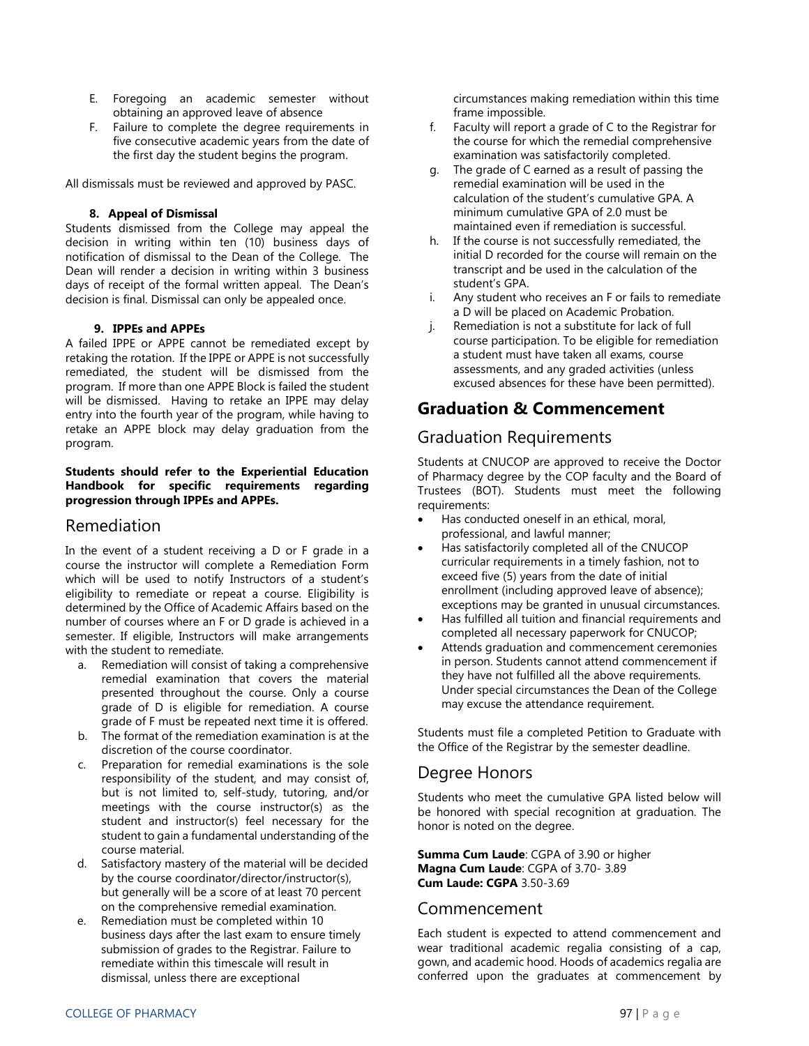E. Foregoing an academic semester without obtaining an approved leave of absence
F. Failure to complete the degree requirements in five consecutive academic years from the date of the first day the student begins the program.

All dismissals must be reviewed and approved by PASC.

#### 8. Appeal of Dismissal

Students dismissed from the College may appeal the decision in writing within ten (10) business days of notification of dismissal to the Dean of the College. The Dean will render a decision in writing within 3 business days of receipt of the formal written appeal. The Dean's decision is final. Dismissal can only be appealed once.

#### 9. IPPEs and APPEs

A failed IPPE or APPE cannot be remediated except by retaking the rotation. If the IPPE or APPE is not successfully remediated, the student will be dismissed from the program. If more than one APPE Block is failed the student will be dismissed. Having to retake an IPPE may delay entry into the fourth year of the program, while having to retake an APPE block may delay graduation from the program.

**Students should refer to the Experiential Education Handbook for specific requirements regarding progression through IPPEs and APPEs.**

## Remediation

In the event of a student receiving a D or F grade in a course the instructor will complete a Remediation Form which will be used to notify Instructors of a student's eligibility to remediate or repeat a course. Eligibility is determined by the Office of Academic Affairs based on the number of courses where an F or D grade is achieved in a semester. If eligible, Instructors will make arrangements with the student to remediate.

a. Remediation will consist of taking a comprehensive remedial examination that covers the material presented throughout the course. Only a course grade of D is eligible for remediation. A course grade of F must be repeated next time it is offered.
b. The format of the remediation examination is at the discretion of the course coordinator.
c. Preparation for remedial examinations is the sole responsibility of the student, and may consist of, but is not limited to, self-study, tutoring, and/or meetings with the course instructor(s) as the student and instructor(s) feel necessary for the student to gain a fundamental understanding of the course material.
d. Satisfactory mastery of the material will be decided by the course coordinator/director/instructor(s), but generally will be a score of at least 70 percent on the comprehensive remedial examination.
e. Remediation must be completed within 10 business days after the last exam to ensure timely submission of grades to the Registrar. Failure to remediate within this timescale will result in dismissal, unless there are exceptional circumstances making remediation within this time frame impossible.
f. Faculty will report a grade of C to the Registrar for the course for which the remedial comprehensive examination was satisfactorily completed.
g. The grade of C earned as a result of passing the remedial examination will be used in the calculation of the student's cumulative GPA. A minimum cumulative GPA of 2.0 must be maintained even if remediation is successful.
h. If the course is not successfully remediated, the initial D recorded for the course will remain on the transcript and be used in the calculation of the student's GPA.
i. Any student who receives an F or fails to remediate a D will be placed on Academic Probation.
j. Remediation is not a substitute for lack of full course participation. To be eligible for remediation a student must have taken all exams, course assessments, and any graded activities (unless excused absences for these have been permitted).

# Graduation & Commencement

## Graduation Requirements

Students at CNUCOP are approved to receive the Doctor of Pharmacy degree by the COP faculty and the Board of Trustees (BOT). Students must meet the following requirements:

- Has conducted oneself in an ethical, moral, professional, and lawful manner;
- Has satisfactorily completed all of the CNUCOP curricular requirements in a timely fashion, not to exceed five (5) years from the date of initial enrollment (including approved leave of absence); exceptions may be granted in unusual circumstances.
- Has fulfilled all tuition and financial requirements and completed all necessary paperwork for CNUCOP;
- Attends graduation and commencement ceremonies in person. Students cannot attend commencement if they have not fulfilled all the above requirements. Under special circumstances the Dean of the College may excuse the attendance requirement.

Students must file a completed Petition to Graduate with the Office of the Registrar by the semester deadline.

## Degree Honors

Students who meet the cumulative GPA listed below will be honored with special recognition at graduation. The honor is noted on the degree.

**Summa Cum Laude**: CGPA of 3.90 or higher
**Magna Cum Laude**: CGPA of 3.70- 3.89
**Cum Laude: CGPA** 3.50-3.69

## Commencement

Each student is expected to attend commencement and wear traditional academic regalia consisting of a cap, gown, and academic hood. Hoods of academics regalia are conferred upon the graduates at commencement by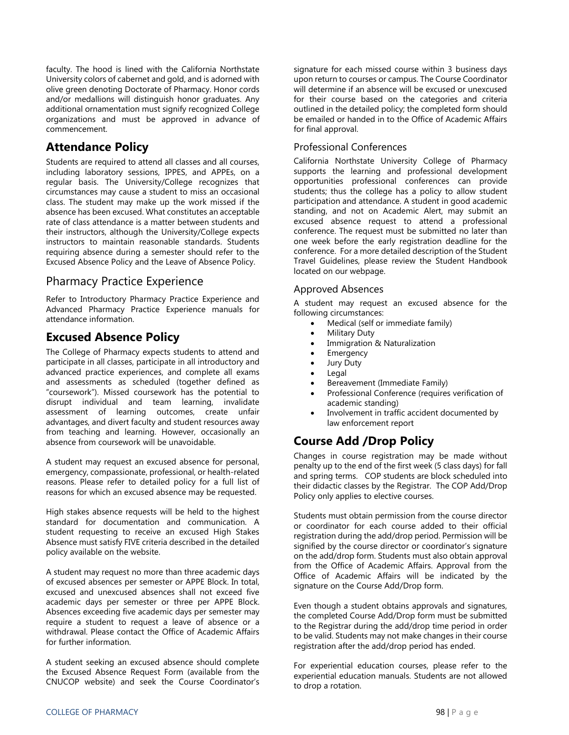faculty. The hood is lined with the California Northstate University colors of cabernet and gold, and is adorned with olive green denoting Doctorate of Pharmacy. Honor cords and/or medallions will distinguish honor graduates. Any additional ornamentation must signify recognized College organizations and must be approved in advance of commencement.

## Attendance Policy

Students are required to attend all classes and all courses, including laboratory sessions, IPPES, and APPEs, on a regular basis. The University/College recognizes that circumstances may cause a student to miss an occasional class. The student may make up the work missed if the absence has been excused. What constitutes an acceptable rate of class attendance is a matter between students and their instructors, although the University/College expects instructors to maintain reasonable standards. Students requiring absence during a semester should refer to the Excused Absence Policy and the Leave of Absence Policy.

### Pharmacy Practice Experience

Refer to Introductory Pharmacy Practice Experience and Advanced Pharmacy Practice Experience manuals for attendance information.

## Excused Absence Policy

The College of Pharmacy expects students to attend and participate in all classes, participate in all introductory and advanced practice experiences, and complete all exams and assessments as scheduled (together defined as "coursework"). Missed coursework has the potential to disrupt individual and team learning, invalidate assessment of learning outcomes, create unfair advantages, and divert faculty and student resources away from teaching and learning. However, occasionally an absence from coursework will be unavoidable.

A student may request an excused absence for personal, emergency, compassionate, professional, or health-related reasons. Please refer to detailed policy for a full list of reasons for which an excused absence may be requested.

High stakes absence requests will be held to the highest standard for documentation and communication. A student requesting to receive an excused High Stakes Absence must satisfy FIVE criteria described in the detailed policy available on the website.

A student may request no more than three academic days of excused absences per semester or APPE Block. In total, excused and unexcused absences shall not exceed five academic days per semester or three per APPE Block. Absences exceeding five academic days per semester may require a student to request a leave of absence or a withdrawal. Please contact the Office of Academic Affairs for further information.

A student seeking an excused absence should complete the Excused Absence Request Form (available from the CNUCOP website) and seek the Course Coordinator's signature for each missed course within 3 business days upon return to courses or campus. The Course Coordinator will determine if an absence will be excused or unexcused for their course based on the categories and criteria outlined in the detailed policy; the completed form should be emailed or handed in to the Office of Academic Affairs for final approval.

### Professional Conferences

California Northstate University College of Pharmacy supports the learning and professional development opportunities professional conferences can provide students; thus the college has a policy to allow student participation and attendance. A student in good academic standing, and not on Academic Alert, may submit an excused absence request to attend a professional conference. The request must be submitted no later than one week before the early registration deadline for the conference. For a more detailed description of the Student Travel Guidelines, please review the Student Handbook located on our webpage.

### Approved Absences

A student may request an excused absence for the following circumstances:

- Medical (self or immediate family)
- Military Duty
- Immigration & Naturalization
- Emergency
- Jury Duty
- Legal
- Bereavement (Immediate Family)
- Professional Conference (requires verification of academic standing)
- Involvement in traffic accident documented by law enforcement report

## Course Add /Drop Policy

Changes in course registration may be made without penalty up to the end of the first week (5 class days) for fall and spring terms. COP students are block scheduled into their didactic classes by the Registrar. The COP Add/Drop Policy only applies to elective courses.

Students must obtain permission from the course director or coordinator for each course added to their official registration during the add/drop period. Permission will be signified by the course director or coordinator's signature on the add/drop form. Students must also obtain approval from the Office of Academic Affairs. Approval from the Office of Academic Affairs will be indicated by the signature on the Course Add/Drop form.

Even though a student obtains approvals and signatures, the completed Course Add/Drop form must be submitted to the Registrar during the add/drop time period in order to be valid. Students may not make changes in their course registration after the add/drop period has ended.

For experiential education courses, please refer to the experiential education manuals. Students are not allowed to drop a rotation.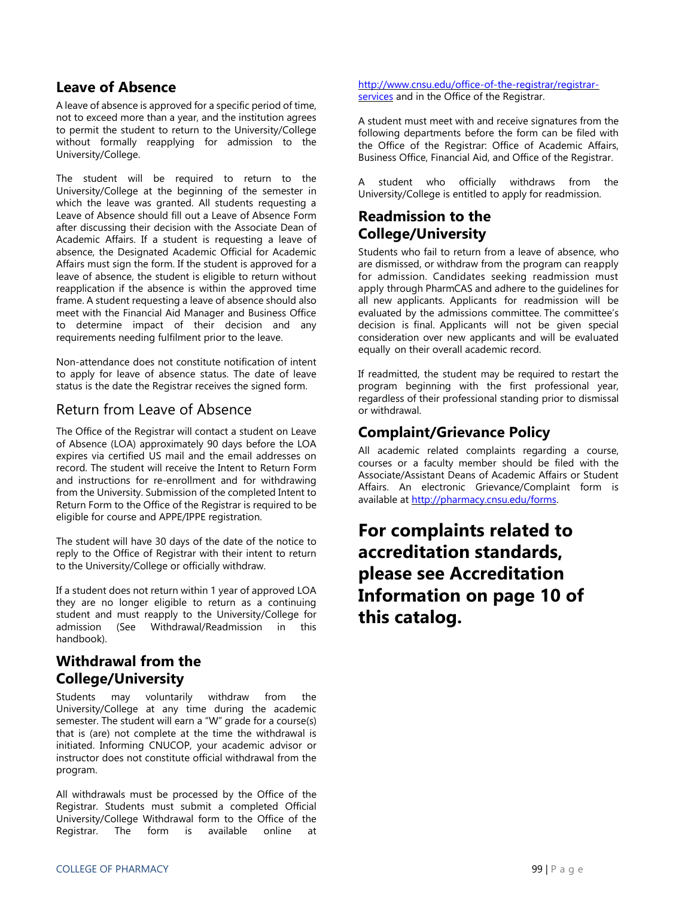## Leave of Absence

A leave of absence is approved for a specific period of time, not to exceed more than a year, and the institution agrees to permit the student to return to the University/College without formally reapplying for admission to the University/College.

The student will be required to return to the University/College at the beginning of the semester in which the leave was granted. All students requesting a Leave of Absence should fill out a Leave of Absence Form after discussing their decision with the Associate Dean of Academic Affairs. If a student is requesting a leave of absence, the Designated Academic Official for Academic Affairs must sign the form. If the student is approved for a leave of absence, the student is eligible to return without reapplication if the absence is within the approved time frame. A student requesting a leave of absence should also meet with the Financial Aid Manager and Business Office to determine impact of their decision and any requirements needing fulfilment prior to the leave.

Non-attendance does not constitute notification of intent to apply for leave of absence status. The date of leave status is the date the Registrar receives the signed form.

### Return from Leave of Absence

The Office of the Registrar will contact a student on Leave of Absence (LOA) approximately 90 days before the LOA expires via certified US mail and the email addresses on record. The student will receive the Intent to Return Form and instructions for re-enrollment and for withdrawing from the University. Submission of the completed Intent to Return Form to the Office of the Registrar is required to be eligible for course and APPE/IPPE registration.

The student will have 30 days of the date of the notice to reply to the Office of Registrar with their intent to return to the University/College or officially withdraw.

If a student does not return within 1 year of approved LOA they are no longer eligible to return as a continuing student and must reapply to the University/College for admission (See Withdrawal/Readmission in this handbook).

## Withdrawal from the College/University

Students may voluntarily withdraw from the University/College at any time during the academic semester. The student will earn a "W" grade for a course(s) that is (are) not complete at the time the withdrawal is initiated. Informing CNUCOP, your academic advisor or instructor does not constitute official withdrawal from the program.

All withdrawals must be processed by the Office of the Registrar. Students must submit a completed Official University/College Withdrawal form to the Office of the Registrar. The form is available online at http://www.cnsu.edu/office-of-the-registrar/registrar-services and in the Office of the Registrar.

A student must meet with and receive signatures from the following departments before the form can be filed with the Office of the Registrar: Office of Academic Affairs, Business Office, Financial Aid, and Office of the Registrar.

A student who officially withdraws from the University/College is entitled to apply for readmission.

## Readmission to the College/University

Students who fail to return from a leave of absence, who are dismissed, or withdraw from the program can reapply for admission. Candidates seeking readmission must apply through PharmCAS and adhere to the guidelines for all new applicants. Applicants for readmission will be evaluated by the admissions committee. The committee's decision is final. Applicants will not be given special consideration over new applicants and will be evaluated equally on their overall academic record.

If readmitted, the student may be required to restart the program beginning with the first professional year, regardless of their professional standing prior to dismissal or withdrawal.

## Complaint/Grievance Policy

All academic related complaints regarding a course, courses or a faculty member should be filed with the Associate/Assistant Deans of Academic Affairs or Student Affairs. An electronic Grievance/Complaint form is available at http://pharmacy.cnsu.edu/forms.

# For complaints related to accreditation standards, please see Accreditation Information on page 10 of this catalog.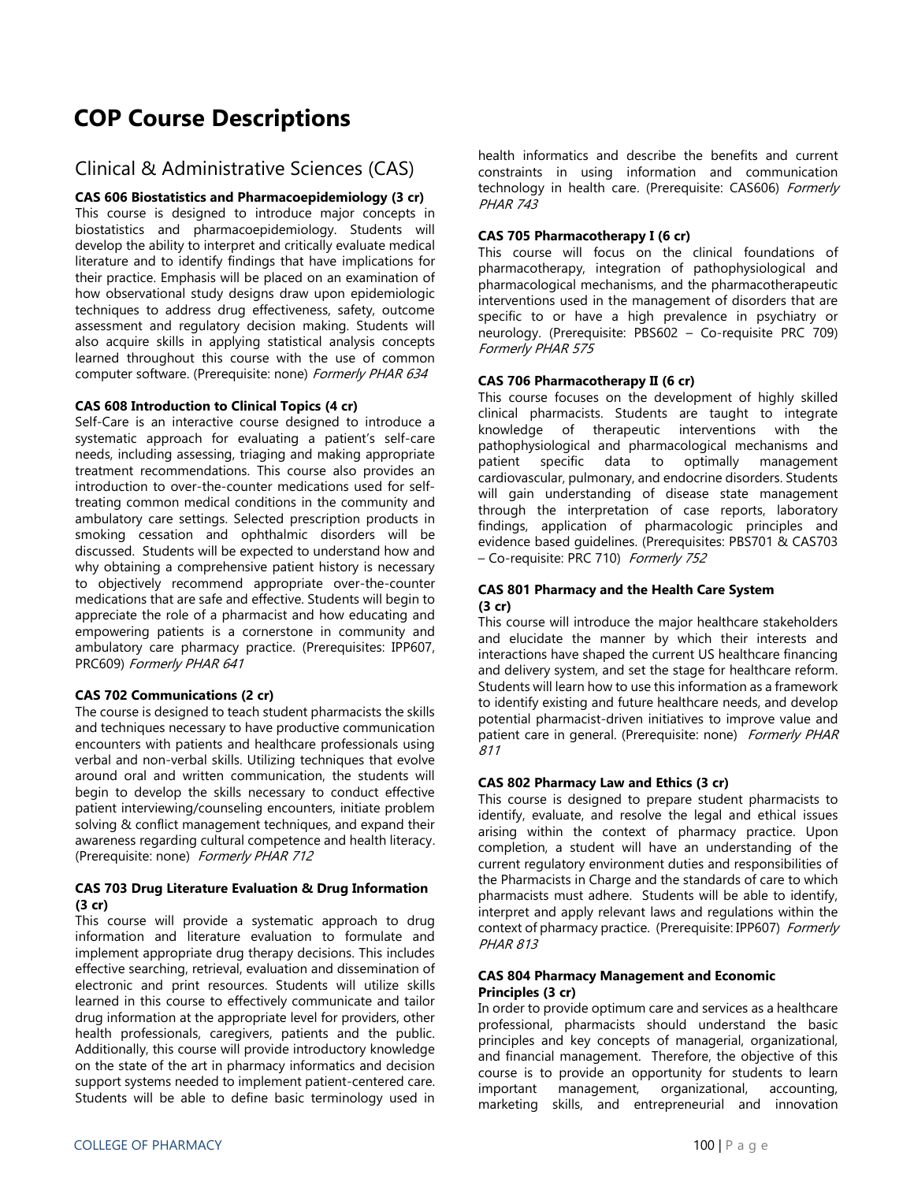# COP Course Descriptions

## Clinical & Administrative Sciences (CAS)

**CAS 606 Biostatistics and Pharmacoepidemiology (3 cr)**
This course is designed to introduce major concepts in biostatistics and pharmacoepidemiology. Students will develop the ability to interpret and critically evaluate medical literature and to identify findings that have implications for their practice. Emphasis will be placed on an examination of how observational study designs draw upon epidemiologic techniques to address drug effectiveness, safety, outcome assessment and regulatory decision making. Students will also acquire skills in applying statistical analysis concepts learned throughout this course with the use of common computer software. (Prerequisite: none) *Formerly PHAR 634*

**CAS 608 Introduction to Clinical Topics (4 cr)**
Self-Care is an interactive course designed to introduce a systematic approach for evaluating a patient's self-care needs, including assessing, triaging and making appropriate treatment recommendations. This course also provides an introduction to over-the-counter medications used for self-treating common medical conditions in the community and ambulatory care settings. Selected prescription products in smoking cessation and ophthalmic disorders will be discussed. Students will be expected to understand how and why obtaining a comprehensive patient history is necessary to objectively recommend appropriate over-the-counter medications that are safe and effective. Students will begin to appreciate the role of a pharmacist and how educating and empowering patients is a cornerstone in community and ambulatory care pharmacy practice. (Prerequisites: IPP607, PRC609) *Formerly PHAR 641*

**CAS 702 Communications (2 cr)**
The course is designed to teach student pharmacists the skills and techniques necessary to have productive communication encounters with patients and healthcare professionals using verbal and non-verbal skills. Utilizing techniques that evolve around oral and written communication, the students will begin to develop the skills necessary to conduct effective patient interviewing/counseling encounters, initiate problem solving & conflict management techniques, and expand their awareness regarding cultural competence and health literacy. (Prerequisite: none) *Formerly PHAR 712*

**CAS 703 Drug Literature Evaluation & Drug Information (3 cr)**
This course will provide a systematic approach to drug information and literature evaluation to formulate and implement appropriate drug therapy decisions. This includes effective searching, retrieval, evaluation and dissemination of electronic and print resources. Students will utilize skills learned in this course to effectively communicate and tailor drug information at the appropriate level for providers, other health professionals, caregivers, patients and the public. Additionally, this course will provide introductory knowledge on the state of the art in pharmacy informatics and decision support systems needed to implement patient-centered care. Students will be able to define basic terminology used in health informatics and describe the benefits and current constraints in using information and communication technology in health care. (Prerequisite: CAS606) *Formerly PHAR 743*

**CAS 705 Pharmacotherapy I (6 cr)**
This course will focus on the clinical foundations of pharmacotherapy, integration of pathophysiological and pharmacological mechanisms, and the pharmacotherapeutic interventions used in the management of disorders that are specific to or have a high prevalence in psychiatry or neurology. (Prerequisite: PBS602 – Co-requisite PRC 709) *Formerly PHAR 575*

**CAS 706 Pharmacotherapy II (6 cr)**
This course focuses on the development of highly skilled clinical pharmacists. Students are taught to integrate knowledge of therapeutic interventions with the pathophysiological and pharmacological mechanisms and patient specific data to optimally management cardiovascular, pulmonary, and endocrine disorders. Students will gain understanding of disease state management through the interpretation of case reports, laboratory findings, application of pharmacologic principles and evidence based guidelines. (Prerequisites: PBS701 & CAS703 – Co-requisite: PRC 710) *Formerly 752*

**CAS 801 Pharmacy and the Health Care System (3 cr)**
This course will introduce the major healthcare stakeholders and elucidate the manner by which their interests and interactions have shaped the current US healthcare financing and delivery system, and set the stage for healthcare reform. Students will learn how to use this information as a framework to identify existing and future healthcare needs, and develop potential pharmacist-driven initiatives to improve value and patient care in general. (Prerequisite: none) *Formerly PHAR 811*

**CAS 802 Pharmacy Law and Ethics (3 cr)**
This course is designed to prepare student pharmacists to identify, evaluate, and resolve the legal and ethical issues arising within the context of pharmacy practice. Upon completion, a student will have an understanding of the current regulatory environment duties and responsibilities of the Pharmacists in Charge and the standards of care to which pharmacists must adhere. Students will be able to identify, interpret and apply relevant laws and regulations within the context of pharmacy practice. (Prerequisite: IPP607) *Formerly PHAR 813*

**CAS 804 Pharmacy Management and Economic Principles (3 cr)**
In order to provide optimum care and services as a healthcare professional, pharmacists should understand the basic principles and key concepts of managerial, organizational, and financial management. Therefore, the objective of this course is to provide an opportunity for students to learn important management, organizational, accounting, marketing skills, and entrepreneurial and innovation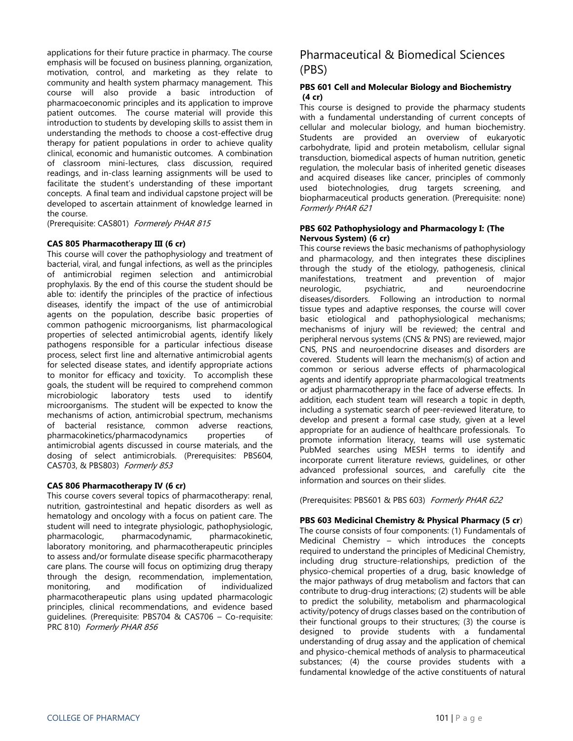applications for their future practice in pharmacy. The course emphasis will be focused on business planning, organization, motivation, control, and marketing as they relate to community and health system pharmacy management. This course will also provide a basic introduction of pharmacoeconomic principles and its application to improve patient outcomes. The course material will provide this introduction to students by developing skills to assist them in understanding the methods to choose a cost-effective drug therapy for patient populations in order to achieve quality clinical, economic and humanistic outcomes. A combination of classroom mini-lectures, class discussion, required readings, and in-class learning assignments will be used to facilitate the student's understanding of these important concepts. A final team and individual capstone project will be developed to ascertain attainment of knowledge learned in the course.
(Prerequisite: CAS801) *Formerely PHAR 815*

**CAS 805 Pharmacotherapy III (6 cr)**

This course will cover the pathophysiology and treatment of bacterial, viral, and fungal infections, as well as the principles of antimicrobial regimen selection and antimicrobial prophylaxis. By the end of this course the student should be able to: identify the principles of the practice of infectious diseases, identify the impact of the use of antimicrobial agents on the population, describe basic properties of common pathogenic microorganisms, list pharmacological properties of selected antimicrobial agents, identify likely pathogens responsible for a particular infectious disease process, select first line and alternative antimicrobial agents for selected disease states, and identify appropriate actions to monitor for efficacy and toxicity. To accomplish these goals, the student will be required to comprehend common microbiologic laboratory tests used to identify microorganisms. The student will be expected to know the mechanisms of action, antimicrobial spectrum, mechanisms of bacterial resistance, common adverse reactions, pharmacokinetics/pharmacodynamics properties of antimicrobial agents discussed in course materials, and the dosing of select antimicrobials. (Prerequisites: PBS604, CAS703, & PBS803) *Formerly 853*

**CAS 806 Pharmacotherapy IV (6 cr)**

This course covers several topics of pharmacotherapy: renal, nutrition, gastrointestinal and hepatic disorders as well as hematology and oncology with a focus on patient care. The student will need to integrate physiologic, pathophysiologic, pharmacologic, pharmacodynamic, pharmacokinetic, laboratory monitoring, and pharmacotherapeutic principles to assess and/or formulate disease specific pharmacotherapy care plans. The course will focus on optimizing drug therapy through the design, recommendation, implementation, monitoring, and modification of individualized pharmacotherapeutic plans using updated pharmacologic principles, clinical recommendations, and evidence based guidelines. (Prerequisite: PBS704 & CAS706 – Co-requisite: PRC 810) *Formerly PHAR 856*

# Pharmaceutical & Biomedical Sciences (PBS)

**PBS 601 Cell and Molecular Biology and Biochemistry (4 cr)**

This course is designed to provide the pharmacy students with a fundamental understanding of current concepts of cellular and molecular biology, and human biochemistry. Students are provided an overview of eukaryotic carbohydrate, lipid and protein metabolism, cellular signal transduction, biomedical aspects of human nutrition, genetic regulation, the molecular basis of inherited genetic diseases and acquired diseases like cancer, principles of commonly used biotechnologies, drug targets screening, and biopharmaceutical products generation. (Prerequisite: none) *Formerly PHAR 621*

**PBS 602 Pathophysiology and Pharmacology I: (The Nervous System) (6 cr)**

This course reviews the basic mechanisms of pathophysiology and pharmacology, and then integrates these disciplines through the study of the etiology, pathogenesis, clinical manifestations, treatment and prevention of major neurologic, psychiatric, and neuroendocrine diseases/disorders. Following an introduction to normal tissue types and adaptive responses, the course will cover basic etiological and pathophysiological mechanisms; mechanisms of injury will be reviewed; the central and peripheral nervous systems (CNS & PNS) are reviewed, major CNS, PNS and neuroendocrine diseases and disorders are covered. Students will learn the mechanism(s) of action and common or serious adverse effects of pharmacological agents and identify appropriate pharmacological treatments or adjust pharmacotherapy in the face of adverse effects. In addition, each student team will research a topic in depth, including a systematic search of peer-reviewed literature, to develop and present a formal case study, given at a level appropriate for an audience of healthcare professionals. To promote information literacy, teams will use systematic PubMed searches using MESH terms to identify and incorporate current literature reviews, guidelines, or other advanced professional sources, and carefully cite the information and sources on their slides.

(Prerequisites: PBS601 & PBS 603) *Formerly PHAR 622*

**PBS 603 Medicinal Chemistry & Physical Pharmacy (5 cr)**

The course consists of four components: (1) Fundamentals of Medicinal Chemistry – which introduces the concepts required to understand the principles of Medicinal Chemistry, including drug structure-relationships, prediction of the physico-chemical properties of a drug, basic knowledge of the major pathways of drug metabolism and factors that can contribute to drug-drug interactions; (2) students will be able to predict the solubility, metabolism and pharmacological activity/potency of drugs classes based on the contribution of their functional groups to their structures; (3) the course is designed to provide students with a fundamental understanding of drug assay and the application of chemical and physico-chemical methods of analysis to pharmaceutical substances; (4) the course provides students with a fundamental knowledge of the active constituents of natural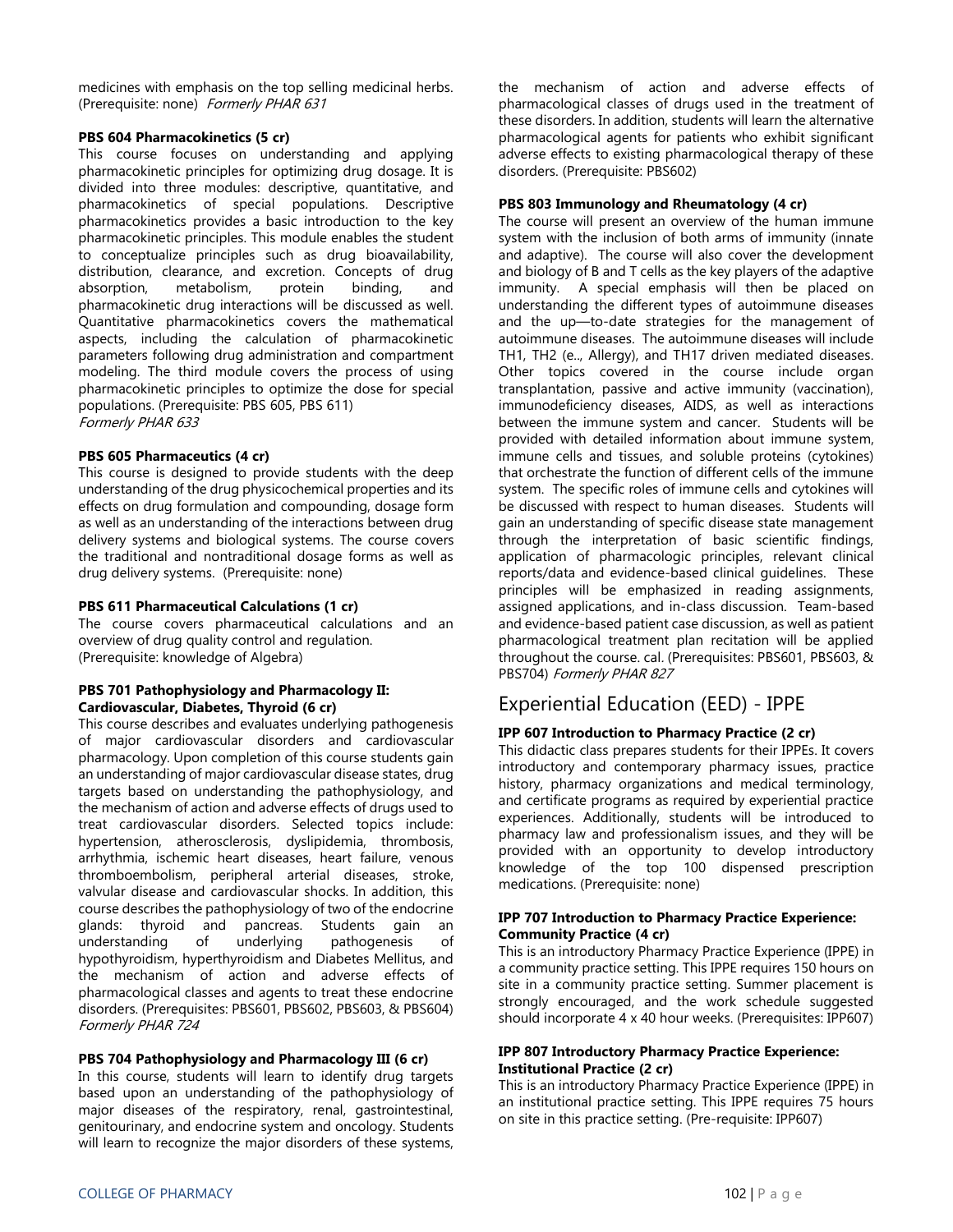medicines with emphasis on the top selling medicinal herbs. (Prerequisite: none) *Formerly PHAR 631*

**PBS 604 Pharmacokinetics (5 cr)**
This course focuses on understanding and applying pharmacokinetic principles for optimizing drug dosage. It is divided into three modules: descriptive, quantitative, and pharmacokinetics of special populations. Descriptive pharmacokinetics provides a basic introduction to the key pharmacokinetic principles. This module enables the student to conceptualize principles such as drug bioavailability, distribution, clearance, and excretion. Concepts of drug absorption, metabolism, protein binding, and pharmacokinetic drug interactions will be discussed as well. Quantitative pharmacokinetics covers the mathematical aspects, including the calculation of pharmacokinetic parameters following drug administration and compartment modeling. The third module covers the process of using pharmacokinetic principles to optimize the dose for special populations. (Prerequisite: PBS 605, PBS 611)
*Formerly PHAR 633*

**PBS 605 Pharmaceutics (4 cr)**
This course is designed to provide students with the deep understanding of the drug physicochemical properties and its effects on drug formulation and compounding, dosage form as well as an understanding of the interactions between drug delivery systems and biological systems. The course covers the traditional and nontraditional dosage forms as well as drug delivery systems. (Prerequisite: none)

**PBS 611 Pharmaceutical Calculations (1 cr)**
The course covers pharmaceutical calculations and an overview of drug quality control and regulation.
(Prerequisite: knowledge of Algebra)

**PBS 701 Pathophysiology and Pharmacology II: Cardiovascular, Diabetes, Thyroid (6 cr)**
This course describes and evaluates underlying pathogenesis of major cardiovascular disorders and cardiovascular pharmacology. Upon completion of this course students gain an understanding of major cardiovascular disease states, drug targets based on understanding the pathophysiology, and the mechanism of action and adverse effects of drugs used to treat cardiovascular disorders. Selected topics include: hypertension, atherosclerosis, dyslipidemia, thrombosis, arrhythmia, ischemic heart diseases, heart failure, venous thromboembolism, peripheral arterial diseases, stroke, valvular disease and cardiovascular shocks. In addition, this course describes the pathophysiology of two of the endocrine glands: thyroid and pancreas. Students gain an understanding of underlying pathogenesis of hypothyroidism, hyperthyroidism and Diabetes Mellitus, and the mechanism of action and adverse effects of pharmacological classes and agents to treat these endocrine disorders. (Prerequisites: PBS601, PBS602, PBS603, & PBS604)
*Formerly PHAR 724*

**PBS 704 Pathophysiology and Pharmacology III (6 cr)**
In this course, students will learn to identify drug targets based upon an understanding of the pathophysiology of major diseases of the respiratory, renal, gastrointestinal, genitourinary, and endocrine system and oncology. Students will learn to recognize the major disorders of these systems, the mechanism of action and adverse effects of pharmacological classes of drugs used in the treatment of these disorders. In addition, students will learn the alternative pharmacological agents for patients who exhibit significant adverse effects to existing pharmacological therapy of these disorders. (Prerequisite: PBS602)

**PBS 803 Immunology and Rheumatology (4 cr)**
The course will present an overview of the human immune system with the inclusion of both arms of immunity (innate and adaptive). The course will also cover the development and biology of B and T cells as the key players of the adaptive immunity. A special emphasis will then be placed on understanding the different types of autoimmune diseases and the up—to-date strategies for the management of autoimmune diseases. The autoimmune diseases will include TH1, TH2 (e.., Allergy), and TH17 driven mediated diseases. Other topics covered in the course include organ transplantation, passive and active immunity (vaccination), immunodeficiency diseases, AIDS, as well as interactions between the immune system and cancer. Students will be provided with detailed information about immune system, immune cells and tissues, and soluble proteins (cytokines) that orchestrate the function of different cells of the immune system. The specific roles of immune cells and cytokines will be discussed with respect to human diseases. Students will gain an understanding of specific disease state management through the interpretation of basic scientific findings, application of pharmacologic principles, relevant clinical reports/data and evidence-based clinical guidelines. These principles will be emphasized in reading assignments, assigned applications, and in-class discussion. Team-based and evidence-based patient case discussion, as well as patient pharmacological treatment plan recitation will be applied throughout the course. cal. (Prerequisites: PBS601, PBS603, & PBS704) *Formerly PHAR 827*

## Experiential Education (EED) - IPPE

**IPP 607 Introduction to Pharmacy Practice (2 cr)**
This didactic class prepares students for their IPPEs. It covers introductory and contemporary pharmacy issues, practice history, pharmacy organizations and medical terminology, and certificate programs as required by experiential practice experiences. Additionally, students will be introduced to pharmacy law and professionalism issues, and they will be provided with an opportunity to develop introductory knowledge of the top 100 dispensed prescription medications. (Prerequisite: none)

**IPP 707 Introduction to Pharmacy Practice Experience: Community Practice (4 cr)**
This is an introductory Pharmacy Practice Experience (IPPE) in a community practice setting. This IPPE requires 150 hours on site in a community practice setting. Summer placement is strongly encouraged, and the work schedule suggested should incorporate 4 x 40 hour weeks. (Prerequisites: IPP607)

**IPP 807 Introductory Pharmacy Practice Experience: Institutional Practice (2 cr)**
This is an introductory Pharmacy Practice Experience (IPPE) in an institutional practice setting. This IPPE requires 75 hours on site in this practice setting. (Pre-requisite: IPP607)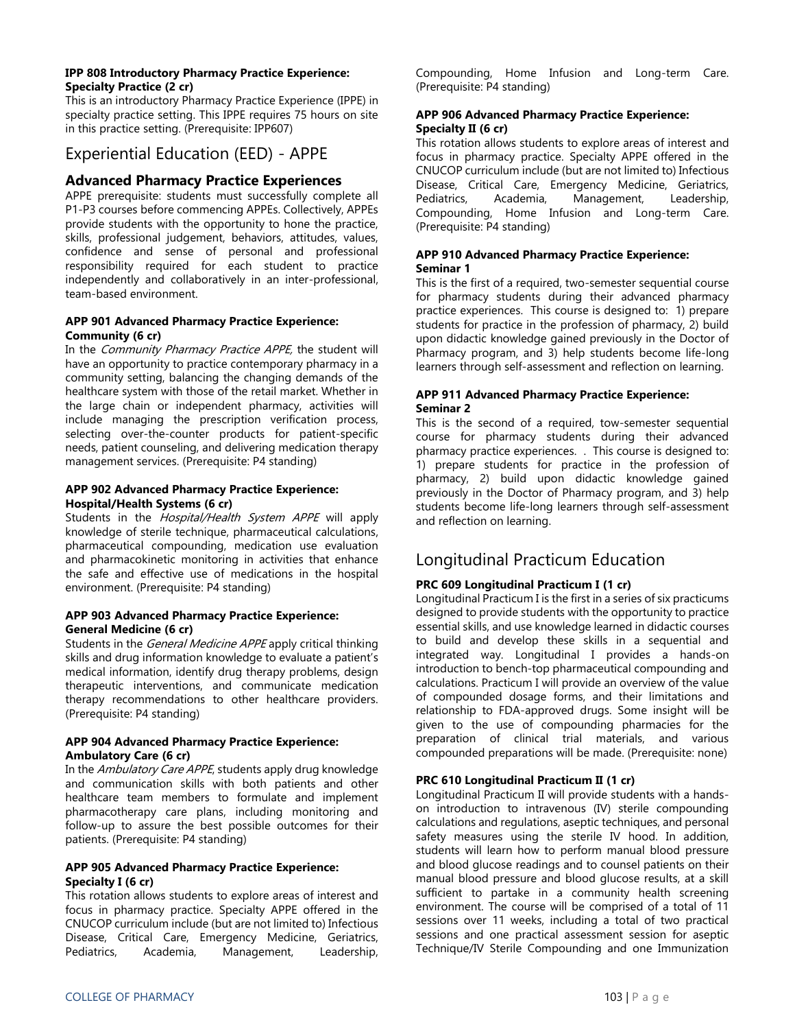**IPP 808 Introductory Pharmacy Practice Experience: Specialty Practice (2 cr)**

This is an introductory Pharmacy Practice Experience (IPPE) in specialty practice setting. This IPPE requires 75 hours on site in this practice setting. (Prerequisite: IPP607)

## Experiential Education (EED) - APPE

### Advanced Pharmacy Practice Experiences

APPE prerequisite: students must successfully complete all P1-P3 courses before commencing APPEs. Collectively, APPEs provide students with the opportunity to hone the practice, skills, professional judgement, behaviors, attitudes, values, confidence and sense of personal and professional responsibility required for each student to practice independently and collaboratively in an inter-professional, team-based environment.

**APP 901 Advanced Pharmacy Practice Experience: Community (6 cr)**

In the *Community Pharmacy Practice APPE,* the student will have an opportunity to practice contemporary pharmacy in a community setting, balancing the changing demands of the healthcare system with those of the retail market. Whether in the large chain or independent pharmacy, activities will include managing the prescription verification process, selecting over-the-counter products for patient-specific needs, patient counseling, and delivering medication therapy management services. (Prerequisite: P4 standing)

**APP 902 Advanced Pharmacy Practice Experience: Hospital/Health Systems (6 cr)**

Students in the *Hospital/Health System APPE* will apply knowledge of sterile technique, pharmaceutical calculations, pharmaceutical compounding, medication use evaluation and pharmacokinetic monitoring in activities that enhance the safe and effective use of medications in the hospital environment. (Prerequisite: P4 standing)

**APP 903 Advanced Pharmacy Practice Experience: General Medicine (6 cr)**

Students in the *General Medicine APPE* apply critical thinking skills and drug information knowledge to evaluate a patient's medical information, identify drug therapy problems, design therapeutic interventions, and communicate medication therapy recommendations to other healthcare providers. (Prerequisite: P4 standing)

**APP 904 Advanced Pharmacy Practice Experience: Ambulatory Care (6 cr)**

In the *Ambulatory Care APPE*, students apply drug knowledge and communication skills with both patients and other healthcare team members to formulate and implement pharmacotherapy care plans, including monitoring and follow-up to assure the best possible outcomes for their patients. (Prerequisite: P4 standing)

**APP 905 Advanced Pharmacy Practice Experience: Specialty I (6 cr)**

This rotation allows students to explore areas of interest and focus in pharmacy practice. Specialty APPE offered in the CNUCOP curriculum include (but are not limited to) Infectious Disease, Critical Care, Emergency Medicine, Geriatrics, Pediatrics, Academia, Management, Leadership, Compounding, Home Infusion and Long-term Care. (Prerequisite: P4 standing)

**APP 906 Advanced Pharmacy Practice Experience: Specialty II (6 cr)**

This rotation allows students to explore areas of interest and focus in pharmacy practice. Specialty APPE offered in the CNUCOP curriculum include (but are not limited to) Infectious Disease, Critical Care, Emergency Medicine, Geriatrics, Pediatrics, Academia, Management, Leadership, Compounding, Home Infusion and Long-term Care. (Prerequisite: P4 standing)

**APP 910 Advanced Pharmacy Practice Experience: Seminar 1**

This is the first of a required, two-semester sequential course for pharmacy students during their advanced pharmacy practice experiences. This course is designed to: 1) prepare students for practice in the profession of pharmacy, 2) build upon didactic knowledge gained previously in the Doctor of Pharmacy program, and 3) help students become life-long learners through self-assessment and reflection on learning.

**APP 911 Advanced Pharmacy Practice Experience: Seminar 2**

This is the second of a required, tow-semester sequential course for pharmacy students during their advanced pharmacy practice experiences. . This course is designed to: 1) prepare students for practice in the profession of pharmacy, 2) build upon didactic knowledge gained previously in the Doctor of Pharmacy program, and 3) help students become life-long learners through self-assessment and reflection on learning.

## Longitudinal Practicum Education

**PRC 609 Longitudinal Practicum I (1 cr)**

Longitudinal Practicum I is the first in a series of six practicums designed to provide students with the opportunity to practice essential skills, and use knowledge learned in didactic courses to build and develop these skills in a sequential and integrated way. Longitudinal I provides a hands-on introduction to bench-top pharmaceutical compounding and calculations. Practicum I will provide an overview of the value of compounded dosage forms, and their limitations and relationship to FDA-approved drugs. Some insight will be given to the use of compounding pharmacies for the preparation of clinical trial materials, and various compounded preparations will be made. (Prerequisite: none)

**PRC 610 Longitudinal Practicum II (1 cr)**

Longitudinal Practicum II will provide students with a hands-on introduction to intravenous (IV) sterile compounding calculations and regulations, aseptic techniques, and personal safety measures using the sterile IV hood. In addition, students will learn how to perform manual blood pressure and blood glucose readings and to counsel patients on their manual blood pressure and blood glucose results, at a skill sufficient to partake in a community health screening environment. The course will be comprised of a total of 11 sessions over 11 weeks, including a total of two practical sessions and one practical assessment session for aseptic Technique/IV Sterile Compounding and one Immunization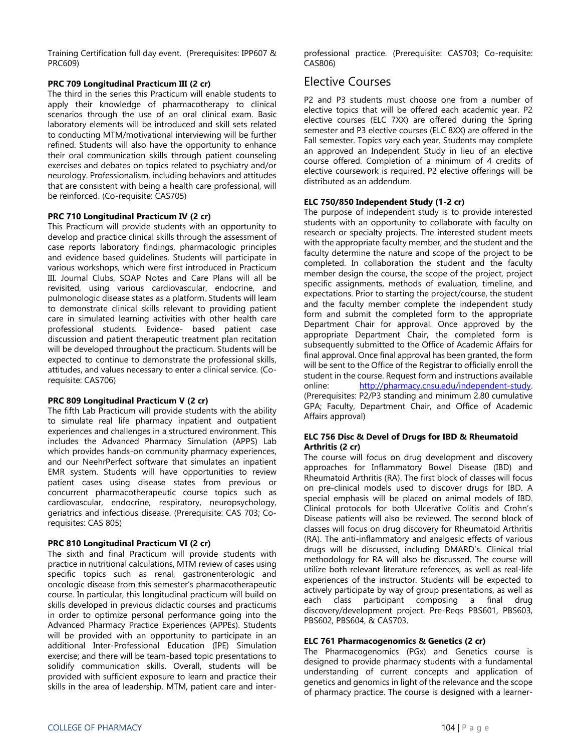Training Certification full day event. (Prerequisites: IPP607 & PRC609)

**PRC 709 Longitudinal Practicum III (2 cr)**
The third in the series this Practicum will enable students to apply their knowledge of pharmacotherapy to clinical scenarios through the use of an oral clinical exam. Basic laboratory elements will be introduced and skill sets related to conducting MTM/motivational interviewing will be further refined. Students will also have the opportunity to enhance their oral communication skills through patient counseling exercises and debates on topics related to psychiatry and/or neurology. Professionalism, including behaviors and attitudes that are consistent with being a health care professional, will be reinforced. (Co-requisite: CAS705)

**PRC 710 Longitudinal Practicum IV (2 cr)**
This Practicum will provide students with an opportunity to develop and practice clinical skills through the assessment of case reports laboratory findings, pharmacologic principles and evidence based guidelines. Students will participate in various workshops, which were first introduced in Practicum III. Journal Clubs, SOAP Notes and Care Plans will all be revisited, using various cardiovascular, endocrine, and pulmonologic disease states as a platform. Students will learn to demonstrate clinical skills relevant to providing patient care in simulated learning activities with other health care professional students. Evidence- based patient case discussion and patient therapeutic treatment plan recitation will be developed throughout the practicum. Students will be expected to continue to demonstrate the professional skills, attitudes, and values necessary to enter a clinical service. (Co-requisite: CAS706)

**PRC 809 Longitudinal Practicum V (2 cr)**
The fifth Lab Practicum will provide students with the ability to simulate real life pharmacy inpatient and outpatient experiences and challenges in a structured environment. This includes the Advanced Pharmacy Simulation (APPS) Lab which provides hands-on community pharmacy experiences, and our NeehrPerfect software that simulates an inpatient EMR system. Students will have opportunities to review patient cases using disease states from previous or concurrent pharmacotherapeutic course topics such as cardiovascular, endocrine, respiratory, neuropsychology, geriatrics and infectious disease. (Prerequisite: CAS 703; Co-requisites: CAS 805)

**PRC 810 Longitudinal Practicum VI (2 cr)**
The sixth and final Practicum will provide students with practice in nutritional calculations, MTM review of cases using specific topics such as renal, gastroenterologic and oncologic disease from this semester's pharmacotherapeutic course. In particular, this longitudinal practicum will build on skills developed in previous didactic courses and practicums in order to optimize personal performance going into the Advanced Pharmacy Practice Experiences (APPEs). Students will be provided with an opportunity to participate in an additional Inter-Professional Education (IPE) Simulation exercise; and there will be team-based topic presentations to solidify communication skills. Overall, students will be provided with sufficient exposure to learn and practice their skills in the area of leadership, MTM, patient care and inter-professional practice. (Prerequisite: CAS703; Co-requisite: CAS806)

## Elective Courses

P2 and P3 students must choose one from a number of elective topics that will be offered each academic year. P2 elective courses (ELC 7XX) are offered during the Spring semester and P3 elective courses (ELC 8XX) are offered in the Fall semester. Topics vary each year. Students may complete an approved an Independent Study in lieu of an elective course offered. Completion of a minimum of 4 credits of elective coursework is required. P2 elective offerings will be distributed as an addendum.

**ELC 750/850 Independent Study (1-2 cr)**
The purpose of independent study is to provide interested students with an opportunity to collaborate with faculty on research or specialty projects. The interested student meets with the appropriate faculty member, and the student and the faculty determine the nature and scope of the project to be completed. In collaboration the student and the faculty member design the course, the scope of the project, project specific assignments, methods of evaluation, timeline, and expectations. Prior to starting the project/course, the student and the faculty member complete the independent study form and submit the completed form to the appropriate Department Chair for approval. Once approved by the appropriate Department Chair, the completed form is subsequently submitted to the Office of Academic Affairs for final approval. Once final approval has been granted, the form will be sent to the Office of the Registrar to officially enroll the student in the course. Request form and instructions available online: http://pharmacy.cnsu.edu/independent-study. (Prerequisites: P2/P3 standing and minimum 2.80 cumulative GPA; Faculty, Department Chair, and Office of Academic Affairs approval)

**ELC 756 Disc & Devel of Drugs for IBD & Rheumatoid Arthritis (2 cr)**
The course will focus on drug development and discovery approaches for Inflammatory Bowel Disease (IBD) and Rheumatoid Arthritis (RA). The first block of classes will focus on pre-clinical models used to discover drugs for IBD. A special emphasis will be placed on animal models of IBD. Clinical protocols for both Ulcerative Colitis and Crohn's Disease patients will also be reviewed. The second block of classes will focus on drug discovery for Rheumatoid Arthritis (RA). The anti-inflammatory and analgesic effects of various drugs will be discussed, including DMARD's. Clinical trial methodology for RA will also be discussed. The course will utilize both relevant literature references, as well as real-life experiences of the instructor. Students will be expected to actively participate by way of group presentations, as well as each class participant composing a final drug discovery/development project. Pre-Reqs PBS601, PBS603, PBS602, PBS604, & CAS703.

**ELC 761 Pharmacogenomics & Genetics (2 cr)**
The Pharmacogenomics (PGx) and Genetics course is designed to provide pharmacy students with a fundamental understanding of current concepts and application of genetics and genomics in light of the relevance and the scope of pharmacy practice. The course is designed with a learner-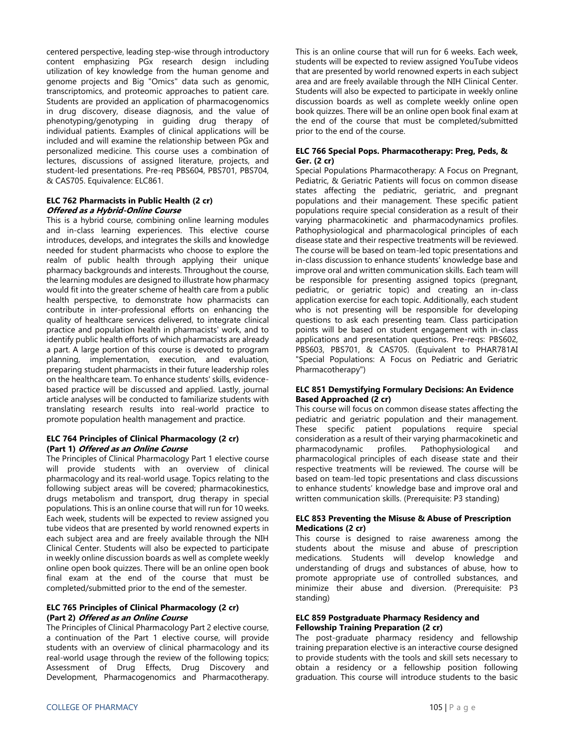centered perspective, leading step-wise through introductory content emphasizing PGx research design including utilization of key knowledge from the human genome and genome projects and Big "Omics" data such as genomic, transcriptomics, and proteomic approaches to patient care. Students are provided an application of pharmacogenomics in drug discovery, disease diagnosis, and the value of phenotyping/genotyping in guiding drug therapy of individual patients. Examples of clinical applications will be included and will examine the relationship between PGx and personalized medicine. This course uses a combination of lectures, discussions of assigned literature, projects, and student-led presentations. Pre-req PBS604, PBS701, PBS704, & CAS705. Equivalence: ELC861.

#### ELC 762 Pharmacists in Public Health (2 cr)
***Offered as a Hybrid-Online Course***

This is a hybrid course, combining online learning modules and in-class learning experiences. This elective course introduces, develops, and integrates the skills and knowledge needed for student pharmacists who choose to explore the realm of public health through applying their unique pharmacy backgrounds and interests. Throughout the course, the learning modules are designed to illustrate how pharmacy would fit into the greater scheme of health care from a public health perspective, to demonstrate how pharmacists can contribute in inter-professional efforts on enhancing the quality of healthcare services delivered, to integrate clinical practice and population health in pharmacists' work, and to identify public health efforts of which pharmacists are already a part. A large portion of this course is devoted to program planning, implementation, execution, and evaluation, preparing student pharmacists in their future leadership roles on the healthcare team. To enhance students' skills, evidence-based practice will be discussed and applied. Lastly, journal article analyses will be conducted to familiarize students with translating research results into real-world practice to promote population health management and practice.

#### ELC 764 Principles of Clinical Pharmacology (2 cr) (Part 1) *Offered as an Online Course*

The Principles of Clinical Pharmacology Part 1 elective course will provide students with an overview of clinical pharmacology and its real-world usage. Topics relating to the following subject areas will be covered; pharmacokinestics, drugs metabolism and transport, drug therapy in special populations. This is an online course that will run for 10 weeks. Each week, students will be expected to review assigned you tube videos that are presented by world renowned experts in each subject area and are freely available through the NIH Clinical Center. Students will also be expected to participate in weekly online discussion boards as well as complete weekly online open book quizzes. There will be an online open book final exam at the end of the course that must be completed/submitted prior to the end of the semester.

#### ELC 765 Principles of Clinical Pharmacology (2 cr) (Part 2) *Offered as an Online Course*

The Principles of Clinical Pharmacology Part 2 elective course, a continuation of the Part 1 elective course, will provide students with an overview of clinical pharmacology and its real-world usage through the review of the following topics; Assessment of Drug Effects, Drug Discovery and Development, Pharmacogenomics and Pharmacotherapy. This is an online course that will run for 6 weeks. Each week, students will be expected to review assigned YouTube videos that are presented by world renowned experts in each subject area and are freely available through the NIH Clinical Center. Students will also be expected to participate in weekly online discussion boards as well as complete weekly online open book quizzes. There will be an online open book final exam at the end of the course that must be completed/submitted prior to the end of the course.

#### ELC 766 Special Pops. Pharmacotherapy: Preg, Peds, & Ger. (2 cr)

Special Populations Pharmacotherapy: A Focus on Pregnant, Pediatric, & Geriatric Patients will focus on common disease states affecting the pediatric, geriatric, and pregnant populations and their management. These specific patient populations require special consideration as a result of their varying pharmacokinetic and pharmacodynamics profiles. Pathophysiological and pharmacological principles of each disease state and their respective treatments will be reviewed. The course will be based on team-led topic presentations and in-class discussion to enhance students' knowledge base and improve oral and written communication skills. Each team will be responsible for presenting assigned topics (pregnant, pediatric, or geriatric topic) and creating an in-class application exercise for each topic. Additionally, each student who is not presenting will be responsible for developing questions to ask each presenting team. Class participation points will be based on student engagement with in-class applications and presentation questions. Pre-reqs: PBS602, PBS603, PBS701, & CAS705. (Equivalent to PHAR781AI "Special Populations: A Focus on Pediatric and Geriatric Pharmacotherapy")

#### ELC 851 Demystifying Formulary Decisions: An Evidence Based Approached (2 cr)

This course will focus on common disease states affecting the pediatric and geriatric population and their management. These specific patient populations require special consideration as a result of their varying pharmacokinetic and pharmacodynamic profiles. Pathophysiological and pharmacological principles of each disease state and their respective treatments will be reviewed. The course will be based on team-led topic presentations and class discussions to enhance students' knowledge base and improve oral and written communication skills. (Prerequisite: P3 standing)

#### ELC 853 Preventing the Misuse & Abuse of Prescription Medications (2 cr)

This course is designed to raise awareness among the students about the misuse and abuse of prescription medications. Students will develop knowledge and understanding of drugs and substances of abuse, how to promote appropriate use of controlled substances, and minimize their abuse and diversion. (Prerequisite: P3 standing)

#### ELC 859 Postgraduate Pharmacy Residency and Fellowship Training Preparation (2 cr)

The post-graduate pharmacy residency and fellowship training preparation elective is an interactive course designed to provide students with the tools and skill sets necessary to obtain a residency or a fellowship position following graduation. This course will introduce students to the basic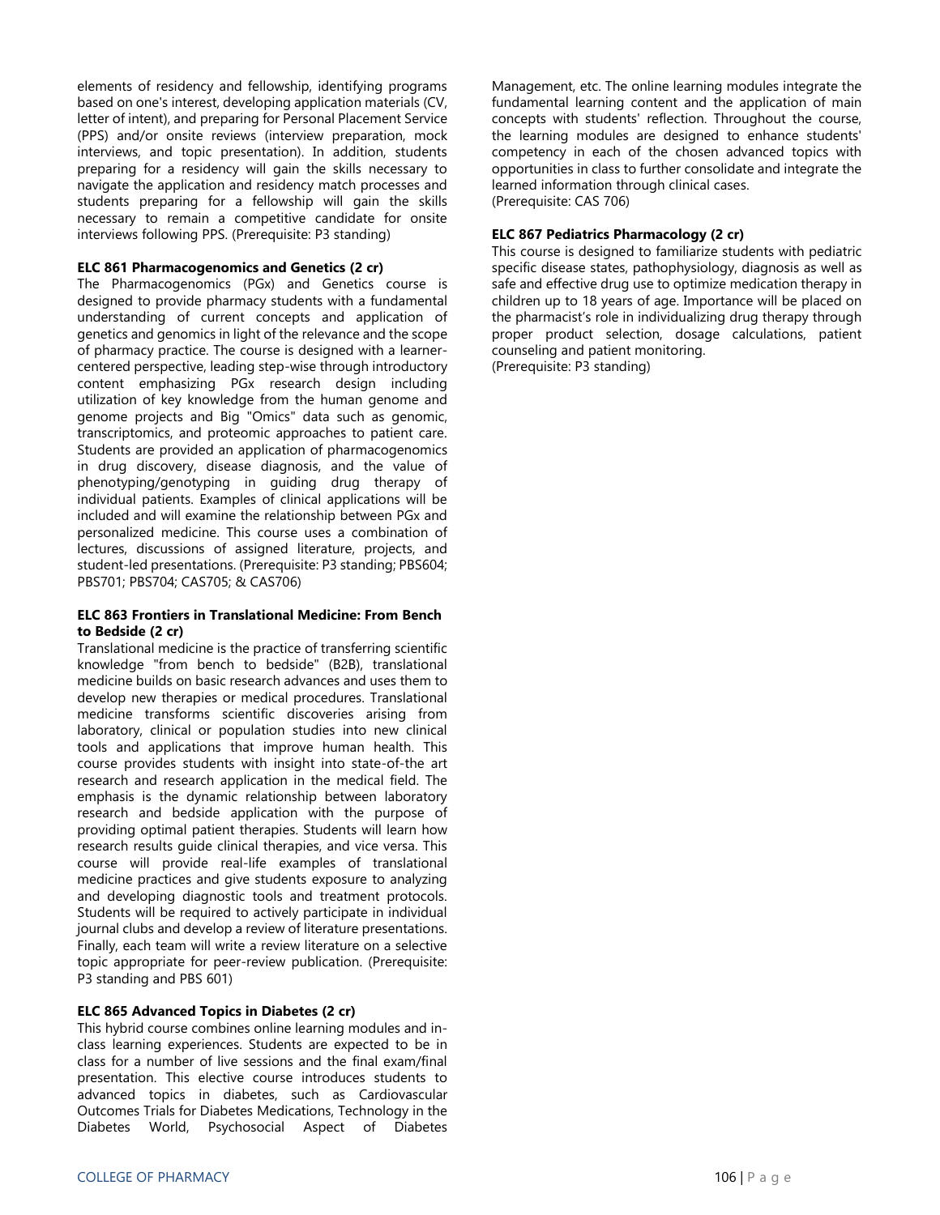elements of residency and fellowship, identifying programs based on one's interest, developing application materials (CV, letter of intent), and preparing for Personal Placement Service (PPS) and/or onsite reviews (interview preparation, mock interviews, and topic presentation). In addition, students preparing for a residency will gain the skills necessary to navigate the application and residency match processes and students preparing for a fellowship will gain the skills necessary to remain a competitive candidate for onsite interviews following PPS. (Prerequisite: P3 standing)

**ELC 861 Pharmacogenomics and Genetics (2 cr)**

The Pharmacogenomics (PGx) and Genetics course is designed to provide pharmacy students with a fundamental understanding of current concepts and application of genetics and genomics in light of the relevance and the scope of pharmacy practice. The course is designed with a learner-centered perspective, leading step-wise through introductory content emphasizing PGx research design including utilization of key knowledge from the human genome and genome projects and Big "Omics" data such as genomic, transcriptomics, and proteomic approaches to patient care. Students are provided an application of pharmacogenomics in drug discovery, disease diagnosis, and the value of phenotyping/genotyping in guiding drug therapy of individual patients. Examples of clinical applications will be included and will examine the relationship between PGx and personalized medicine. This course uses a combination of lectures, discussions of assigned literature, projects, and student-led presentations. (Prerequisite: P3 standing; PBS604; PBS701; PBS704; CAS705; & CAS706)

**ELC 863 Frontiers in Translational Medicine: From Bench to Bedside (2 cr)**

Translational medicine is the practice of transferring scientific knowledge "from bench to bedside" (B2B), translational medicine builds on basic research advances and uses them to develop new therapies or medical procedures. Translational medicine transforms scientific discoveries arising from laboratory, clinical or population studies into new clinical tools and applications that improve human health. This course provides students with insight into state-of-the art research and research application in the medical field. The emphasis is the dynamic relationship between laboratory research and bedside application with the purpose of providing optimal patient therapies. Students will learn how research results guide clinical therapies, and vice versa. This course will provide real-life examples of translational medicine practices and give students exposure to analyzing and developing diagnostic tools and treatment protocols. Students will be required to actively participate in individual journal clubs and develop a review of literature presentations. Finally, each team will write a review literature on a selective topic appropriate for peer-review publication. (Prerequisite: P3 standing and PBS 601)

**ELC 865 Advanced Topics in Diabetes (2 cr)**

This hybrid course combines online learning modules and in-class learning experiences. Students are expected to be in class for a number of live sessions and the final exam/final presentation. This elective course introduces students to advanced topics in diabetes, such as Cardiovascular Outcomes Trials for Diabetes Medications, Technology in the Diabetes World, Psychosocial Aspect of Diabetes Management, etc. The online learning modules integrate the fundamental learning content and the application of main concepts with students' reflection. Throughout the course, the learning modules are designed to enhance students' competency in each of the chosen advanced topics with opportunities in class to further consolidate and integrate the learned information through clinical cases.
(Prerequisite: CAS 706)

**ELC 867 Pediatrics Pharmacology (2 cr)**

This course is designed to familiarize students with pediatric specific disease states, pathophysiology, diagnosis as well as safe and effective drug use to optimize medication therapy in children up to 18 years of age. Importance will be placed on the pharmacist's role in individualizing drug therapy through proper product selection, dosage calculations, patient counseling and patient monitoring.
(Prerequisite: P3 standing)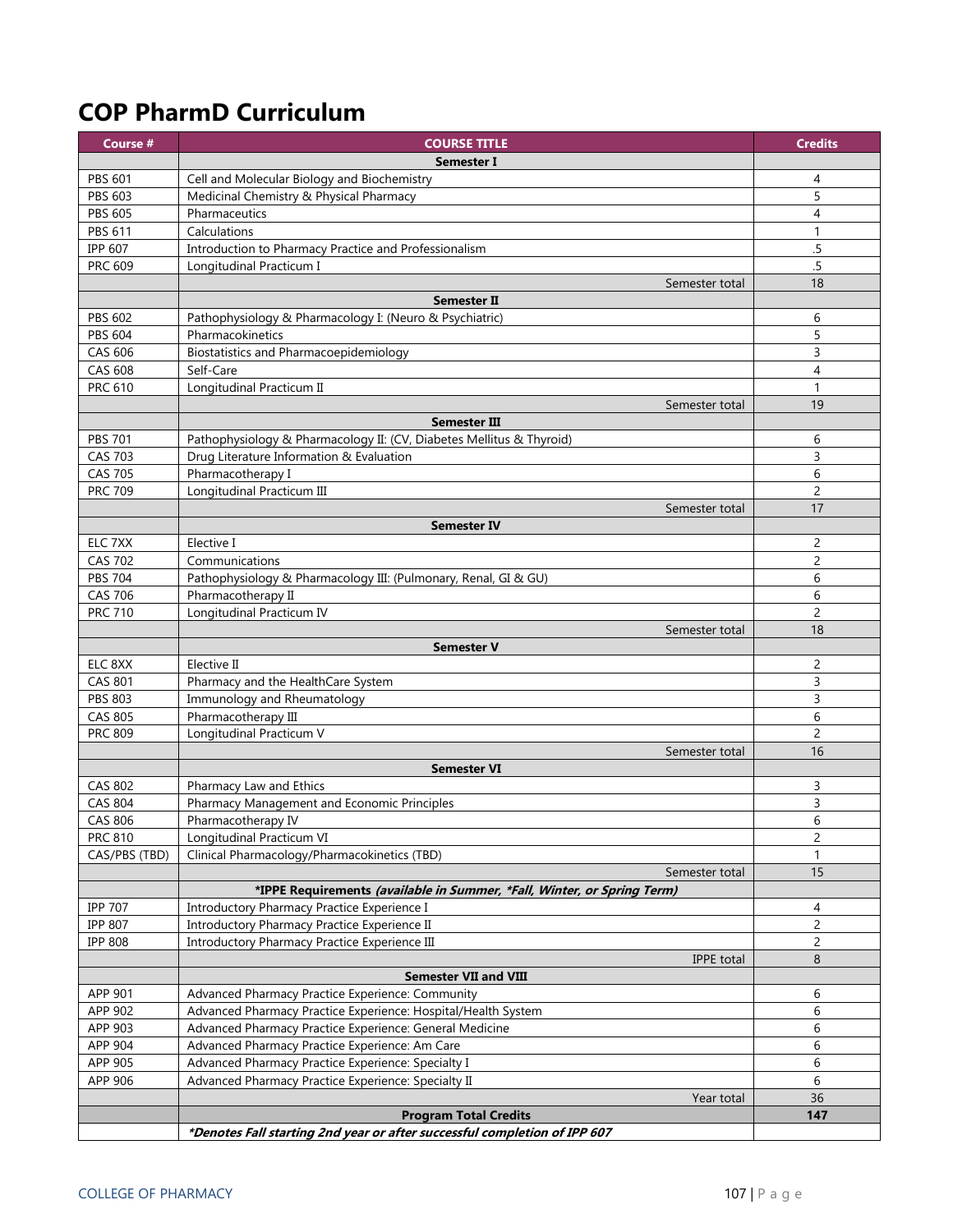# COP PharmD Curriculum

| Course # | COURSE TITLE | Credits |
|---|---|---|
| | **Semester I** | |
| PBS 601 | Cell and Molecular Biology and Biochemistry | 4 |
| PBS 603 | Medicinal Chemistry & Physical Pharmacy | 5 |
| PBS 605 | Pharmaceutics | 4 |
| PBS 611 | Calculations | 1 |
| IPP 607 | Introduction to Pharmacy Practice and Professionalism | .5 |
| PRC 609 | Longitudinal Practicum I | .5 |
| | Semester total | 18 |
| | **Semester II** | |
| PBS 602 | Pathophysiology & Pharmacology I: (Neuro & Psychiatric) | 6 |
| PBS 604 | Pharmacokinetics | 5 |
| CAS 606 | Biostatistics and Pharmacoepidemiology | 3 |
| CAS 608 | Self-Care | 4 |
| PRC 610 | Longitudinal Practicum II | 1 |
| | Semester total | 19 |
| | **Semester III** | |
| PBS 701 | Pathophysiology & Pharmacology II: (CV, Diabetes Mellitus & Thyroid) | 6 |
| CAS 703 | Drug Literature Information & Evaluation | 3 |
| CAS 705 | Pharmacotherapy I | 6 |
| PRC 709 | Longitudinal Practicum III | 2 |
| | Semester total | 17 |
| | **Semester IV** | |
| ELC 7XX | Elective I | 2 |
| CAS 702 | Communications | 2 |
| PBS 704 | Pathophysiology & Pharmacology III: (Pulmonary, Renal, GI & GU) | 6 |
| CAS 706 | Pharmacotherapy II | 6 |
| PRC 710 | Longitudinal Practicum IV | 2 |
| | Semester total | 18 |
| | **Semester V** | |
| ELC 8XX | Elective II | 2 |
| CAS 801 | Pharmacy and the HealthCare System | 3 |
| PBS 803 | Immunology and Rheumatology | 3 |
| CAS 805 | Pharmacotherapy III | 6 |
| PRC 809 | Longitudinal Practicum V | 2 |
| | Semester total | 16 |
| | **Semester VI** | |
| CAS 802 | Pharmacy Law and Ethics | 3 |
| CAS 804 | Pharmacy Management and Economic Principles | 3 |
| CAS 806 | Pharmacotherapy IV | 6 |
| PRC 810 | Longitudinal Practicum VI | 2 |
| CAS/PBS (TBD) | Clinical Pharmacology/Pharmacokinetics (TBD) | 1 |
| | Semester total | 15 |
| | **\*IPPE Requirements** ***(available in Summer, \*Fall, Winter, or Spring Term)*** | |
| IPP 707 | Introductory Pharmacy Practice Experience I | 4 |
| IPP 807 | Introductory Pharmacy Practice Experience II | 2 |
| IPP 808 | Introductory Pharmacy Practice Experience III | 2 |
| | IPPE total | 8 |
| | **Semester VII and VIII** | |
| APP 901 | Advanced Pharmacy Practice Experience: Community | 6 |
| APP 902 | Advanced Pharmacy Practice Experience: Hospital/Health System | 6 |
| APP 903 | Advanced Pharmacy Practice Experience: General Medicine | 6 |
| APP 904 | Advanced Pharmacy Practice Experience: Am Care | 6 |
| APP 905 | Advanced Pharmacy Practice Experience: Specialty I | 6 |
| APP 906 | Advanced Pharmacy Practice Experience: Specialty II | 6 |
| | Year total | 36 |
| | **Program Total Credits** | **147** |
| | ***\*Denotes Fall starting 2nd year or after successful completion of IPP 607*** | |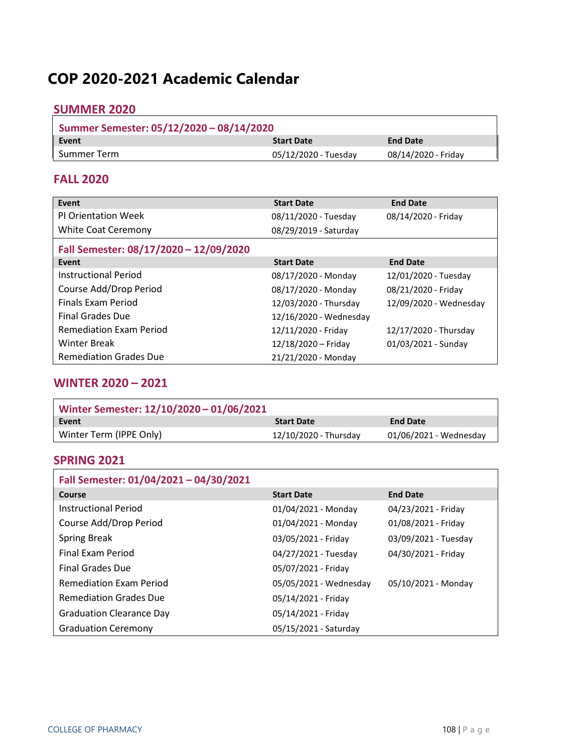# COP 2020-2021 Academic Calendar

## SUMMER 2020

| Summer Semester: 05/12/2020 – 08/14/2020 | | |
|---|---|---|
| **Event** | **Start Date** | **End Date** |
| Summer Term | 05/12/2020 - Tuesday | 08/14/2020 - Friday |

## FALL 2020

| Event | Start Date | End Date |
|---|---|---|
| PI Orientation Week | 08/11/2020 - Tuesday | 08/14/2020 - Friday |
| White Coat Ceremony | 08/29/2019 - Saturday | |
| **Fall Semester: 08/17/2020 – 12/09/2020** | | |
| **Event** | **Start Date** | **End Date** |
| Instructional Period | 08/17/2020 - Monday | 12/01/2020 - Tuesday |
| Course Add/Drop Period | 08/17/2020 - Monday | 08/21/2020 - Friday |
| Finals Exam Period | 12/03/2020 - Thursday | 12/09/2020 - Wednesday |
| Final Grades Due | 12/16/2020 - Wednesday | |
| Remediation Exam Period | 12/11/2020 - Friday | 12/17/2020 - Thursday |
| Winter Break | 12/18/2020 – Friday | 01/03/2021 - Sunday |
| Remediation Grades Due | 21/21/2020 - Monday | |

## WINTER 2020 – 2021

| Winter Semester: 12/10/2020 – 01/06/2021 | | |
|---|---|---|
| **Event** | **Start Date** | **End Date** |
| Winter Term (IPPE Only) | 12/10/2020 - Thursday | 01/06/2021 - Wednesday |

## SPRING 2021

| Fall Semester: 01/04/2021 – 04/30/2021 | | |
|---|---|---|
| **Course** | **Start Date** | **End Date** |
| Instructional Period | 01/04/2021 - Monday | 04/23/2021 - Friday |
| Course Add/Drop Period | 01/04/2021 - Monday | 01/08/2021 - Friday |
| Spring Break | 03/05/2021 - Friday | 03/09/2021 - Tuesday |
| Final Exam Period | 04/27/2021 - Tuesday | 04/30/2021 - Friday |
| Final Grades Due | 05/07/2021 - Friday | |
| Remediation Exam Period | 05/05/2021 - Wednesday | 05/10/2021 - Monday |
| Remediation Grades Due | 05/14/2021 - Friday | |
| Graduation Clearance Day | 05/14/2021 - Friday | |
| Graduation Ceremony | 05/15/2021 - Saturday | |